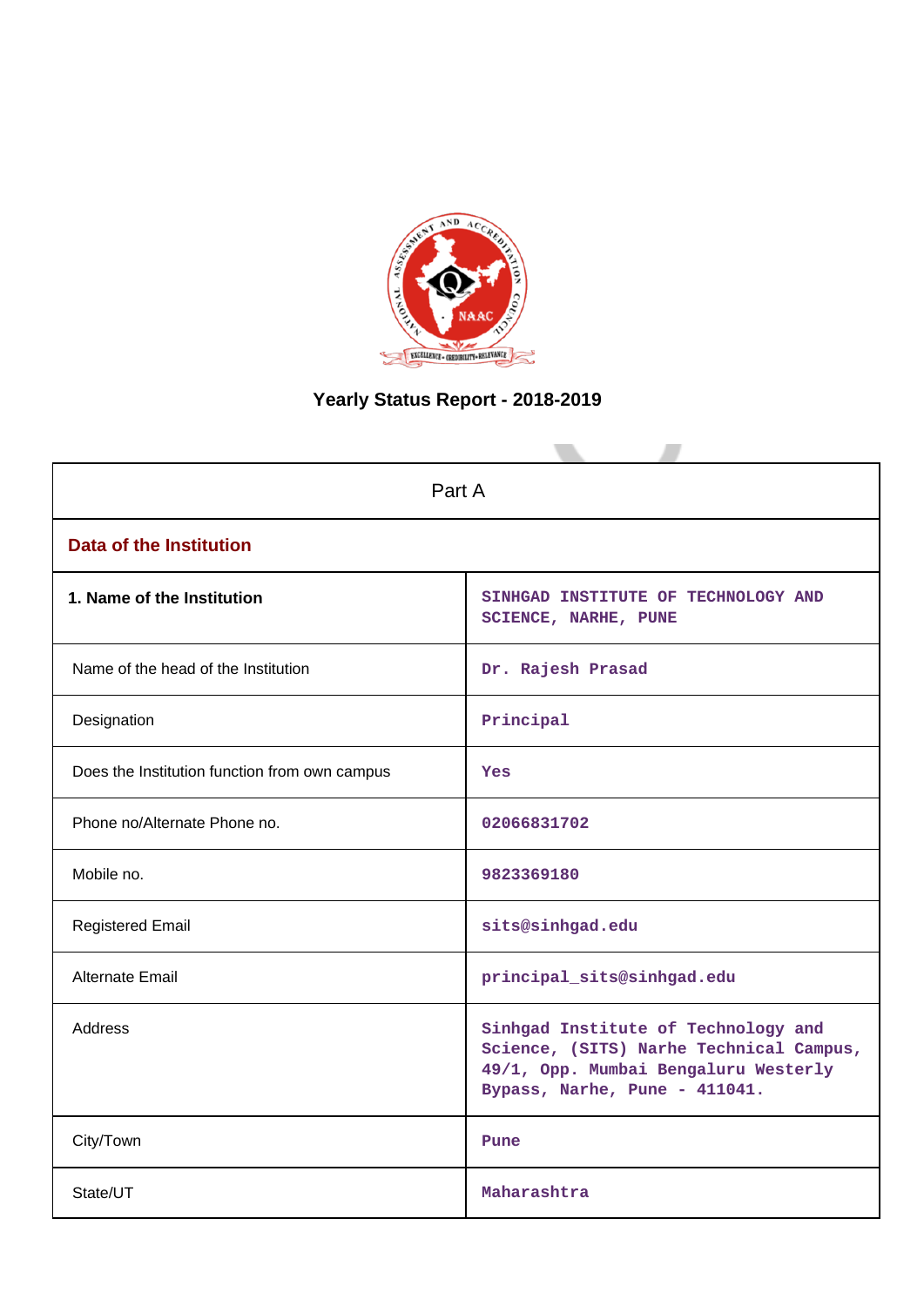# Yearly Status Report - 2018-2019

| Part A | |
|---|---|
| **Data of the Institution** | |
| **1. Name of the Institution** | SINHGAD INSTITUTE OF TECHNOLOGY AND SCIENCE, NARHE, PUNE |
| Name of the head of the Institution | Dr. Rajesh Prasad |
| Designation | Principal |
| Does the Institution function from own campus | Yes |
| Phone no/Alternate Phone no. | 02066831702 |
| Mobile no. | 9823369180 |
| Registered Email | sits@sinhgad.edu |
| Alternate Email | principal_sits@sinhgad.edu |
| Address | Sinhgad Institute of Technology and Science, (SITS) Narhe Technical Campus, 49/1, Opp. Mumbai Bengaluru Westerly Bypass, Narhe, Pune - 411041. |
| City/Town | Pune |
| State/UT | Maharashtra |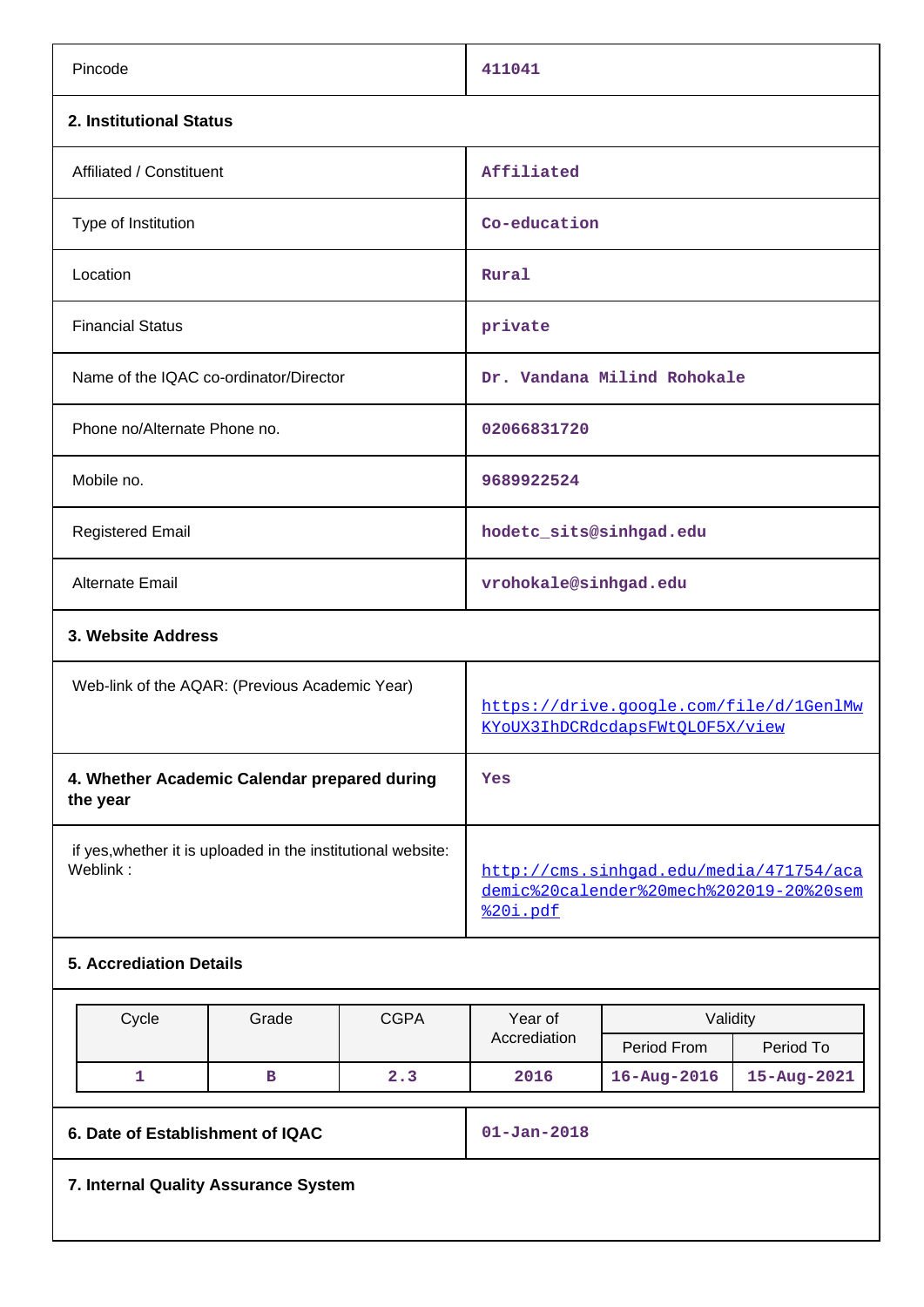| | |
|---|---|
| Pincode | 411041 |

**2. Institutional Status**

| | |
|---|---|
| Affiliated / Constituent | Affiliated |
| Type of Institution | Co-education |
| Location | Rural |
| Financial Status | private |
| Name of the IQAC co-ordinator/Director | Dr. Vandana Milind Rohokale |
| Phone no/Alternate Phone no. | 02066831720 |
| Mobile no. | 9689922524 |
| Registered Email | hodetc_sits@sinhgad.edu |
| Alternate Email | vrohokale@sinhgad.edu |

**3. Website Address**

| | |
|---|---|
| Web-link of the AQAR: (Previous Academic Year) | https://drive.google.com/file/d/1GenlMwKYoUX3IhDCRdcdapsFWtQLOF5X/view |

| | |
|---|---|
| **4. Whether Academic Calendar prepared during the year** | Yes |
| if yes,whether it is uploaded in the institutional website: Weblink : | http://cms.sinhgad.edu/media/471754/academic%20calender%20mech%202019-20%20sem%20i.pdf |

**5. Accrediation Details**

| Cycle | Grade | CGPA | Year of Accrediation | Validity | |
|---|---|---|---|---|---|
| | | | | Period From | Period To |
| 1 | B | 2.3 | 2016 | 16-Aug-2016 | 15-Aug-2021 |

| | |
|---|---|
| **6. Date of Establishment of IQAC** | 01-Jan-2018 |

**7. Internal Quality Assurance System**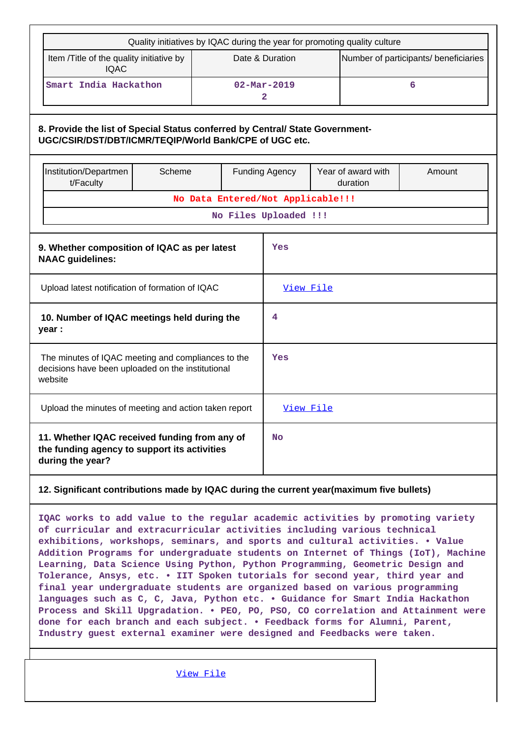| Quality initiatives by IQAC during the year for promoting quality culture | | |
|---|---|---|
| Item /Title of the quality initiative by IQAC | Date & Duration | Number of participants/ beneficiaries |
| Smart India Hackathon | 02-Mar-2019<br>2 | 6 |

**8. Provide the list of Special Status conferred by Central/ State Government-UGC/CSIR/DST/DBT/ICMR/TEQIP/World Bank/CPE of UGC etc.**

| Institution/Department/Faculty | Scheme | Funding Agency | Year of award with duration | Amount |
|---|---|---|---|---|
| No Data Entered/Not Applicable!!! | | | | |
| No Files Uploaded !!! | | | | |

| | |
|---|---|
| **9. Whether composition of IQAC as per latest NAAC guidelines:** | Yes |
| Upload latest notification of formation of IQAC | View File |
| **10. Number of IQAC meetings held during the year :** | 4 |
| The minutes of IQAC meeting and compliances to the decisions have been uploaded on the institutional website | Yes |
| Upload the minutes of meeting and action taken report | View File |
| **11. Whether IQAC received funding from any of the funding agency to support its activities during the year?** | No |

**12. Significant contributions made by IQAC during the current year(maximum five bullets)**

IQAC works to add value to the regular academic activities by promoting variety of curricular and extracurricular activities including various technical exhibitions, workshops, seminars, and sports and cultural activities. • Value Addition Programs for undergraduate students on Internet of Things (IoT), Machine Learning, Data Science Using Python, Python Programming, Geometric Design and Tolerance, Ansys, etc. • IIT Spoken tutorials for second year, third year and final year undergraduate students are organized based on various programming languages such as C, C, Java, Python etc. • Guidance for Smart India Hackathon Process and Skill Upgradation. • PEO, PO, PSO, CO correlation and Attainment were done for each branch and each subject. • Feedback forms for Alumni, Parent, Industry guest external examiner were designed and Feedbacks were taken.

View File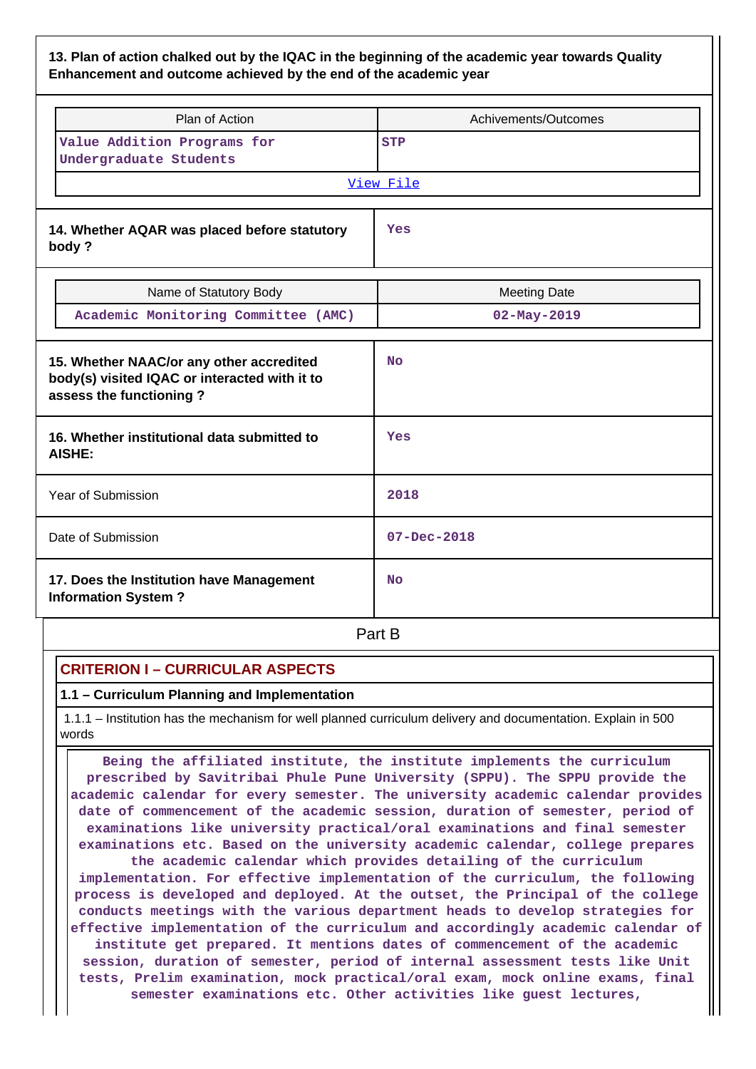**13. Plan of action chalked out by the IQAC in the beginning of the academic year towards Quality Enhancement and outcome achieved by the end of the academic year**

| Plan of Action | Achivements/Outcomes |
|---|---|
| Value Addition Programs for Undergraduate Students | STP |

View File

| 14. Whether AQAR was placed before statutory body ? | Yes |
|---|---|

| Name of Statutory Body | Meeting Date |
|---|---|
| Academic Monitoring Committee (AMC) | 02-May-2019 |

| 15. Whether NAAC/or any other accredited body(s) visited IQAC or interacted with it to assess the functioning ? | No |
|---|---|
| 16. Whether institutional data submitted to AISHE: | Yes |
| Year of Submission | 2018 |
| Date of Submission | 07-Dec-2018 |
| 17. Does the Institution have Management Information System ? | No |

## Part B

### CRITERION I – CURRICULAR ASPECTS

#### 1.1 – Curriculum Planning and Implementation

1.1.1 – Institution has the mechanism for well planned curriculum delivery and documentation. Explain in 500 words

Being the affiliated institute, the institute implements the curriculum prescribed by Savitribai Phule Pune University (SPPU). The SPPU provide the academic calendar for every semester. The university academic calendar provides date of commencement of the academic session, duration of semester, period of examinations like university practical/oral examinations and final semester examinations etc. Based on the university academic calendar, college prepares the academic calendar which provides detailing of the curriculum implementation. For effective implementation of the curriculum, the following process is developed and deployed. At the outset, the Principal of the college conducts meetings with the various department heads to develop strategies for effective implementation of the curriculum and accordingly academic calendar of institute get prepared. It mentions dates of commencement of the academic session, duration of semester, period of internal assessment tests like Unit tests, Prelim examination, mock practical/oral exam, mock online exams, final semester examinations etc. Other activities like guest lectures,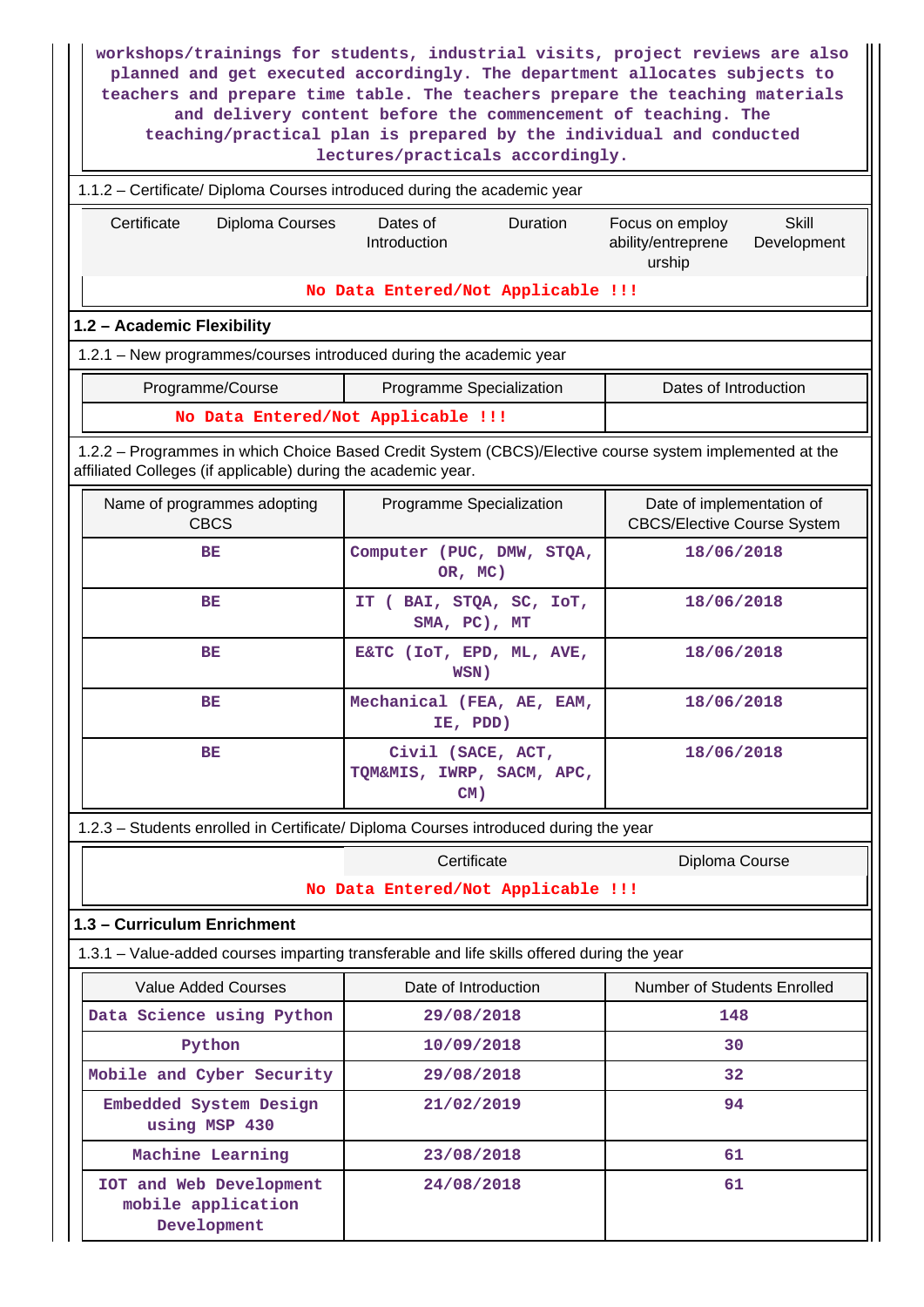workshops/trainings for students, industrial visits, project reviews are also planned and get executed accordingly. The department allocates subjects to teachers and prepare time table. The teachers prepare the teaching materials and delivery content before the commencement of teaching. The teaching/practical plan is prepared by the individual and conducted lectures/practicals accordingly.

1.1.2 – Certificate/ Diploma Courses introduced during the academic year

| Certificate | Diploma Courses | Dates of Introduction | Duration | Focus on employ ability/entrepreneurship | Skill Development |
|---|---|---|---|---|---|
| No Data Entered/Not Applicable !!! | | | | | |

## 1.2 – Academic Flexibility

1.2.1 – New programmes/courses introduced during the academic year

| Programme/Course | Programme Specialization | Dates of Introduction |
|---|---|---|
| No Data Entered/Not Applicable !!! | | |

1.2.2 – Programmes in which Choice Based Credit System (CBCS)/Elective course system implemented at the affiliated Colleges (if applicable) during the academic year.

| Name of programmes adopting CBCS | Programme Specialization | Date of implementation of CBCS/Elective Course System |
|---|---|---|
| BE | Computer (PUC, DMW, STQA, OR, MC) | 18/06/2018 |
| BE | IT ( BAI, STQA, SC, IoT, SMA, PC), MT | 18/06/2018 |
| BE | E&TC (IoT, EPD, ML, AVE, WSN) | 18/06/2018 |
| BE | Mechanical (FEA, AE, EAM, IE, PDD) | 18/06/2018 |
| BE | Civil (SACE, ACT, TQM&MIS, IWRP, SACM, APC, CM) | 18/06/2018 |

1.2.3 – Students enrolled in Certificate/ Diploma Courses introduced during the year

| | Certificate | Diploma Course |
|---|---|---|
| No Data Entered/Not Applicable !!! | | |

## 1.3 – Curriculum Enrichment

1.3.1 – Value-added courses imparting transferable and life skills offered during the year

| Value Added Courses | Date of Introduction | Number of Students Enrolled |
|---|---|---|
| Data Science using Python | 29/08/2018 | 148 |
| Python | 10/09/2018 | 30 |
| Mobile and Cyber Security | 29/08/2018 | 32 |
| Embedded System Design using MSP 430 | 21/02/2019 | 94 |
| Machine Learning | 23/08/2018 | 61 |
| IOT and Web Development mobile application Development | 24/08/2018 | 61 |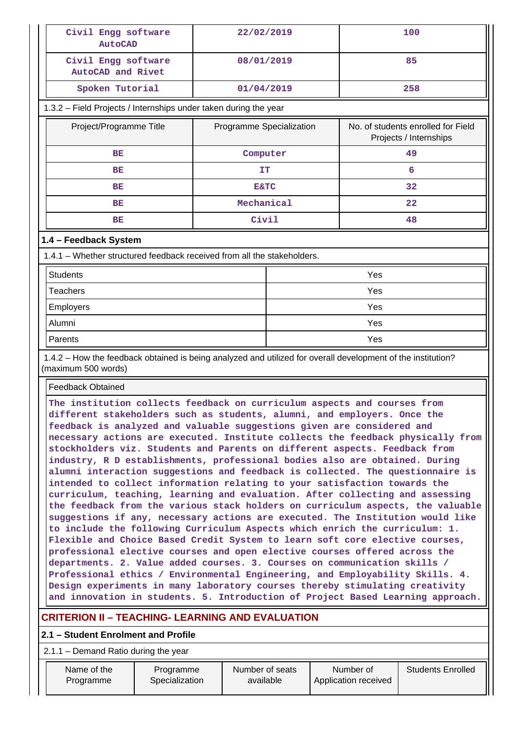| Civil Engg software AutoCAD | 22/02/2019 | 100 |
|---|---|---|
| Civil Engg software AutoCAD and Rivet | 08/01/2019 | 85 |
| Spoken Tutorial | 01/04/2019 | 258 |

1.3.2 – Field Projects / Internships under taken during the year

| Project/Programme Title | Programme Specialization | No. of students enrolled for Field Projects / Internships |
|---|---|---|
| BE | Computer | 49 |
| BE | IT | 6 |
| BE | E&TC | 32 |
| BE | Mechanical | 22 |
| BE | Civil | 48 |

### 1.4 – Feedback System

1.4.1 – Whether structured feedback received from all the stakeholders.

| Students | Yes |
|---|---|
| Teachers | Yes |
| Employers | Yes |
| Alumni | Yes |
| Parents | Yes |

1.4.2 – How the feedback obtained is being analyzed and utilized for overall development of the institution? (maximum 500 words)

| Feedback Obtained |
|---|
| The institution collects feedback on curriculum aspects and courses from different stakeholders such as students, alumni, and employers. Once the feedback is analyzed and valuable suggestions given are considered and necessary actions are executed. Institute collects the feedback physically from stockholders viz. Students and Parents on different aspects. Feedback from industry, R D establishments, professional bodies also are obtained. During alumni interaction suggestions and feedback is collected. The questionnaire is intended to collect information relating to your satisfaction towards the curriculum, teaching, learning and evaluation. After collecting and assessing the feedback from the various stack holders on curriculum aspects, the valuable suggestions if any, necessary actions are executed. The Institution would like to include the following Curriculum Aspects which enrich the curriculum: 1. Flexible and Choice Based Credit System to learn soft core elective courses, professional elective courses and open elective courses offered across the departments. 2. Value added courses. 3. Courses on communication skills / Professional ethics / Environmental Engineering, and Employability Skills. 4. Design experiments in many laboratory courses thereby stimulating creativity and innovation in students. 5. Introduction of Project Based Learning approach. |

## CRITERION II – TEACHING- LEARNING AND EVALUATION

### 2.1 – Student Enrolment and Profile

2.1.1 – Demand Ratio during the year

| Name of the Programme | Programme Specialization | Number of seats available | Number of Application received | Students Enrolled |
|---|---|---|---|---|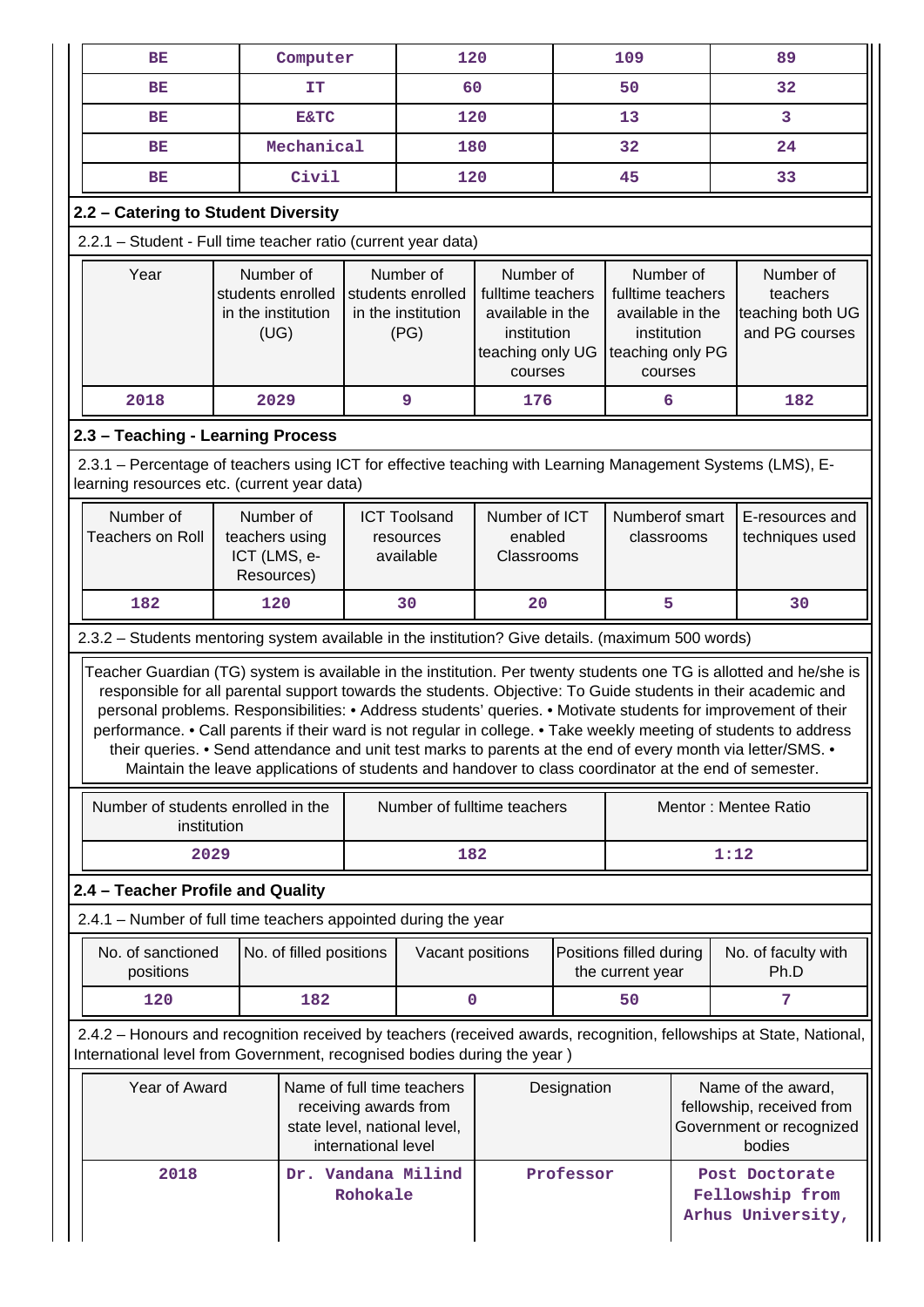| BE | Computer | 120 | 109 | 89 |
|---|---|---|---|---|
| BE | IT | 60 | 50 | 32 |
| BE | E&TC | 120 | 13 | 3 |
| BE | Mechanical | 180 | 32 | 24 |
| BE | Civil | 120 | 45 | 33 |

## 2.2 – Catering to Student Diversity

2.2.1 – Student - Full time teacher ratio (current year data)

| Year | Number of students enrolled in the institution (UG) | Number of students enrolled in the institution (PG) | Number of fulltime teachers available in the institution teaching only UG courses | Number of fulltime teachers available in the institution teaching only PG courses | Number of teachers teaching both UG and PG courses |
|---|---|---|---|---|---|
| 2018 | 2029 | 9 | 176 | 6 | 182 |

## 2.3 – Teaching - Learning Process

2.3.1 – Percentage of teachers using ICT for effective teaching with Learning Management Systems (LMS), E-learning resources etc. (current year data)

| Number of Teachers on Roll | Number of teachers using ICT (LMS, e-Resources) | ICT Toolsand resources available | Number of ICT enabled Classrooms | Numberof smart classrooms | E-resources and techniques used |
|---|---|---|---|---|---|
| 182 | 120 | 30 | 20 | 5 | 30 |

2.3.2 – Students mentoring system available in the institution? Give details. (maximum 500 words)

Teacher Guardian (TG) system is available in the institution. Per twenty students one TG is allotted and he/she is responsible for all parental support towards the students. Objective: To Guide students in their academic and personal problems. Responsibilities: • Address students' queries. • Motivate students for improvement of their performance. • Call parents if their ward is not regular in college. • Take weekly meeting of students to address their queries. • Send attendance and unit test marks to parents at the end of every month via letter/SMS. • Maintain the leave applications of students and handover to class coordinator at the end of semester.

| Number of students enrolled in the institution | Number of fulltime teachers | Mentor : Mentee Ratio |
|---|---|---|
| 2029 | 182 | 1:12 |

## 2.4 – Teacher Profile and Quality

2.4.1 – Number of full time teachers appointed during the year

| No. of sanctioned positions | No. of filled positions | Vacant positions | Positions filled during the current year | No. of faculty with Ph.D |
|---|---|---|---|---|
| 120 | 182 | 0 | 50 | 7 |

2.4.2 – Honours and recognition received by teachers (received awards, recognition, fellowships at State, National, International level from Government, recognised bodies during the year )

| Year of Award | Name of full time teachers receiving awards from state level, national level, international level | Designation | Name of the award, fellowship, received from Government or recognized bodies |
|---|---|---|---|
| 2018 | Dr. Vandana Milind Rohokale | Professor | Post Doctorate Fellowship from Arhus University, |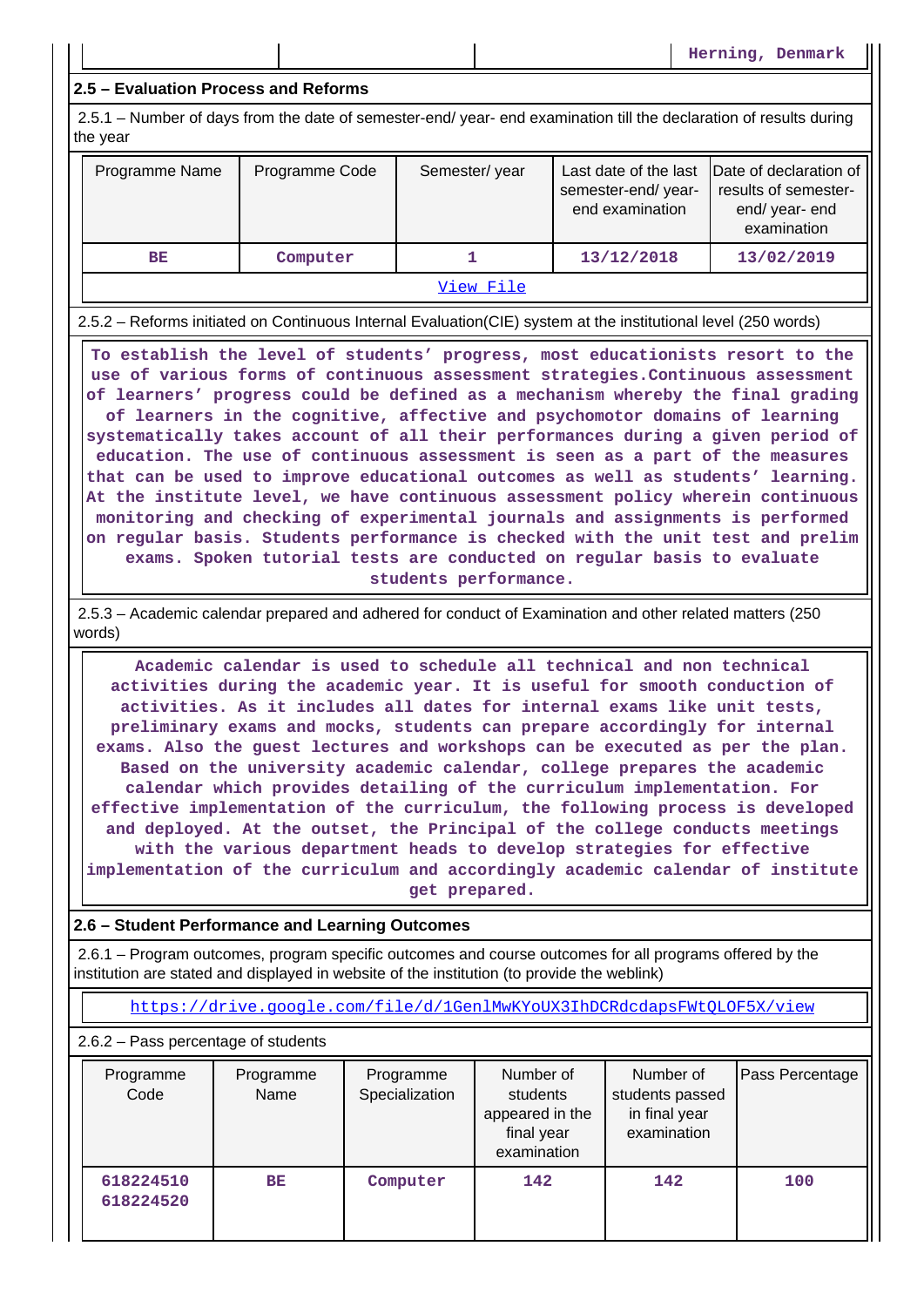| | | | Herning, Denmark |
|---|---|---|---|

## 2.5 – Evaluation Process and Reforms

2.5.1 – Number of days from the date of semester-end/ year- end examination till the declaration of results during the year

| Programme Name | Programme Code | Semester/ year | Last date of the last semester-end/ year- end examination | Date of declaration of results of semester- end/ year- end examination |
|---|---|---|---|---|
| BE | Computer | 1 | 13/12/2018 | 13/02/2019 |

[View File](#)

2.5.2 – Reforms initiated on Continuous Internal Evaluation(CIE) system at the institutional level (250 words)

To establish the level of students' progress, most educationists resort to the use of various forms of continuous assessment strategies.Continuous assessment of learners' progress could be defined as a mechanism whereby the final grading of learners in the cognitive, affective and psychomotor domains of learning systematically takes account of all their performances during a given period of education. The use of continuous assessment is seen as a part of the measures that can be used to improve educational outcomes as well as students' learning. At the institute level, we have continuous assessment policy wherein continuous monitoring and checking of experimental journals and assignments is performed on regular basis. Students performance is checked with the unit test and prelim exams. Spoken tutorial tests are conducted on regular basis to evaluate students performance.

2.5.3 – Academic calendar prepared and adhered for conduct of Examination and other related matters (250 words)

Academic calendar is used to schedule all technical and non technical activities during the academic year. It is useful for smooth conduction of activities. As it includes all dates for internal exams like unit tests, preliminary exams and mocks, students can prepare accordingly for internal exams. Also the guest lectures and workshops can be executed as per the plan. Based on the university academic calendar, college prepares the academic calendar which provides detailing of the curriculum implementation. For effective implementation of the curriculum, the following process is developed and deployed. At the outset, the Principal of the college conducts meetings with the various department heads to develop strategies for effective implementation of the curriculum and accordingly academic calendar of institute get prepared.

## 2.6 – Student Performance and Learning Outcomes

2.6.1 – Program outcomes, program specific outcomes and course outcomes for all programs offered by the institution are stated and displayed in website of the institution (to provide the weblink)

https://drive.google.com/file/d/1GenlMwKYoUX3IhDCRdcdapsFWtQLOF5X/view

2.6.2 – Pass percentage of students

| Programme Code | Programme Name | Programme Specialization | Number of students appeared in the final year examination | Number of students passed in final year examination | Pass Percentage |
|---|---|---|---|---|---|
| 618224510 618224520 | BE | Computer | 142 | 142 | 100 |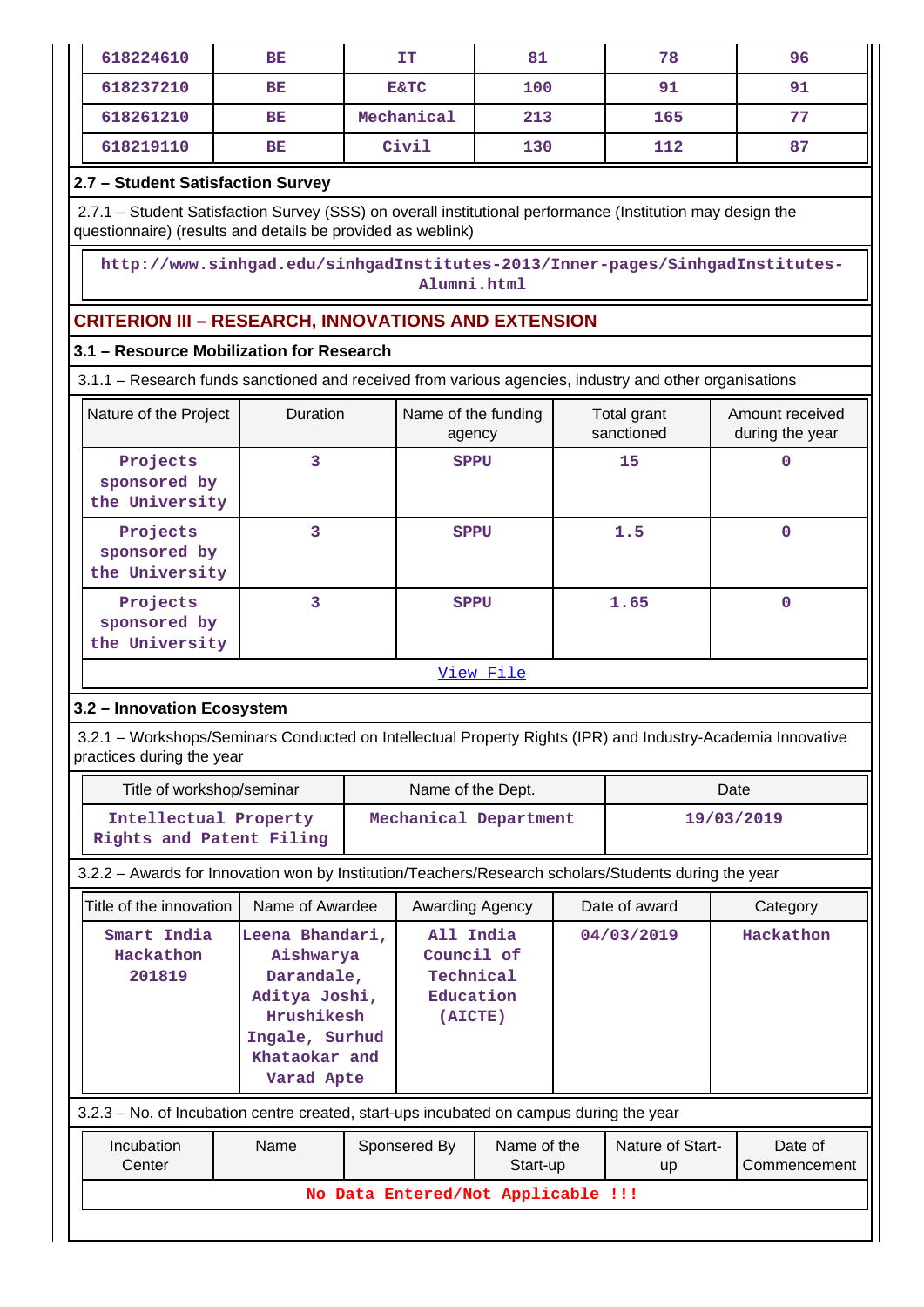| 618224610 | BE | IT | 81 | 78 | 96 |
|---|---|---|---|---|---|
| 618237210 | BE | E&TC | 100 | 91 | 91 |
| 618261210 | BE | Mechanical | 213 | 165 | 77 |
| 618219110 | BE | Civil | 130 | 112 | 87 |

**2.7 – Student Satisfaction Survey**

2.7.1 – Student Satisfaction Survey (SSS) on overall institutional performance (Institution may design the questionnaire) (results and details be provided as weblink)

http://www.sinhgad.edu/sinhgadInstitutes-2013/Inner-pages/SinhgadInstitutes-Alumni.html

## CRITERION III – RESEARCH, INNOVATIONS AND EXTENSION

**3.1 – Resource Mobilization for Research**

3.1.1 – Research funds sanctioned and received from various agencies, industry and other organisations

| Nature of the Project | Duration | Name of the funding agency | Total grant sanctioned | Amount received during the year |
|---|---|---|---|---|
| Projects sponsored by the University | 3 | SPPU | 15 | 0 |
| Projects sponsored by the University | 3 | SPPU | 1.5 | 0 |
| Projects sponsored by the University | 3 | SPPU | 1.65 | 0 |

View File

**3.2 – Innovation Ecosystem**

3.2.1 – Workshops/Seminars Conducted on Intellectual Property Rights (IPR) and Industry-Academia Innovative practices during the year

| Title of workshop/seminar | Name of the Dept. | Date |
|---|---|---|
| Intellectual Property Rights and Patent Filing | Mechanical Department | 19/03/2019 |

3.2.2 – Awards for Innovation won by Institution/Teachers/Research scholars/Students during the year

| Title of the innovation | Name of Awardee | Awarding Agency | Date of award | Category |
|---|---|---|---|---|
| Smart India Hackathon 201819 | Leena Bhandari, Aishwarya Darandale, Aditya Joshi, Hrushikesh Ingale, Surhud Khataokar and Varad Apte | All India Council of Technical Education (AICTE) | 04/03/2019 | Hackathon |

3.2.3 – No. of Incubation centre created, start-ups incubated on campus during the year

| Incubation Center | Name | Sponsered By | Name of the Start-up | Nature of Start-up | Date of Commencement |
|---|---|---|---|---|---|
| No Data Entered/Not Applicable !!! | | | | | |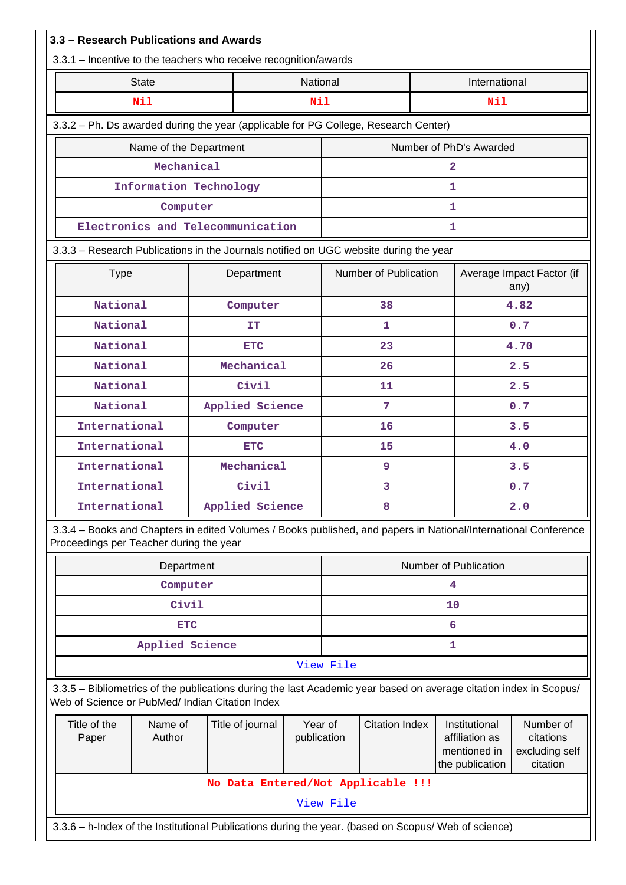### 3.3 – Research Publications and Awards

3.3.1 – Incentive to the teachers who receive recognition/awards

| State | National | International |
|---|---|---|
| Nil | Nil | Nil |

3.3.2 – Ph. Ds awarded during the year (applicable for PG College, Research Center)

| Name of the Department | Number of PhD's Awarded |
|---|---|
| Mechanical | 2 |
| Information Technology | 1 |
| Computer | 1 |
| Electronics and Telecommunication | 1 |

3.3.3 – Research Publications in the Journals notified on UGC website during the year

| Type | Department | Number of Publication | Average Impact Factor (if any) |
|---|---|---|---|
| National | Computer | 38 | 4.82 |
| National | IT | 1 | 0.7 |
| National | ETC | 23 | 4.70 |
| National | Mechanical | 26 | 2.5 |
| National | Civil | 11 | 2.5 |
| National | Applied Science | 7 | 0.7 |
| International | Computer | 16 | 3.5 |
| International | ETC | 15 | 4.0 |
| International | Mechanical | 9 | 3.5 |
| International | Civil | 3 | 0.7 |
| International | Applied Science | 8 | 2.0 |

3.3.4 – Books and Chapters in edited Volumes / Books published, and papers in National/International Conference Proceedings per Teacher during the year

| Department | Number of Publication |
|---|---|
| Computer | 4 |
| Civil | 10 |
| ETC | 6 |
| Applied Science | 1 |

View File

3.3.5 – Bibliometrics of the publications during the last Academic year based on average citation index in Scopus/ Web of Science or PubMed/ Indian Citation Index

| Title of the Paper | Name of Author | Title of journal | Year of publication | Citation Index | Institutional affiliation as mentioned in the publication | Number of citations excluding self citation |
|---|---|---|---|---|---|---|
| No Data Entered/Not Applicable !!! | | | | | | |

View File

3.3.6 – h-Index of the Institutional Publications during the year. (based on Scopus/ Web of science)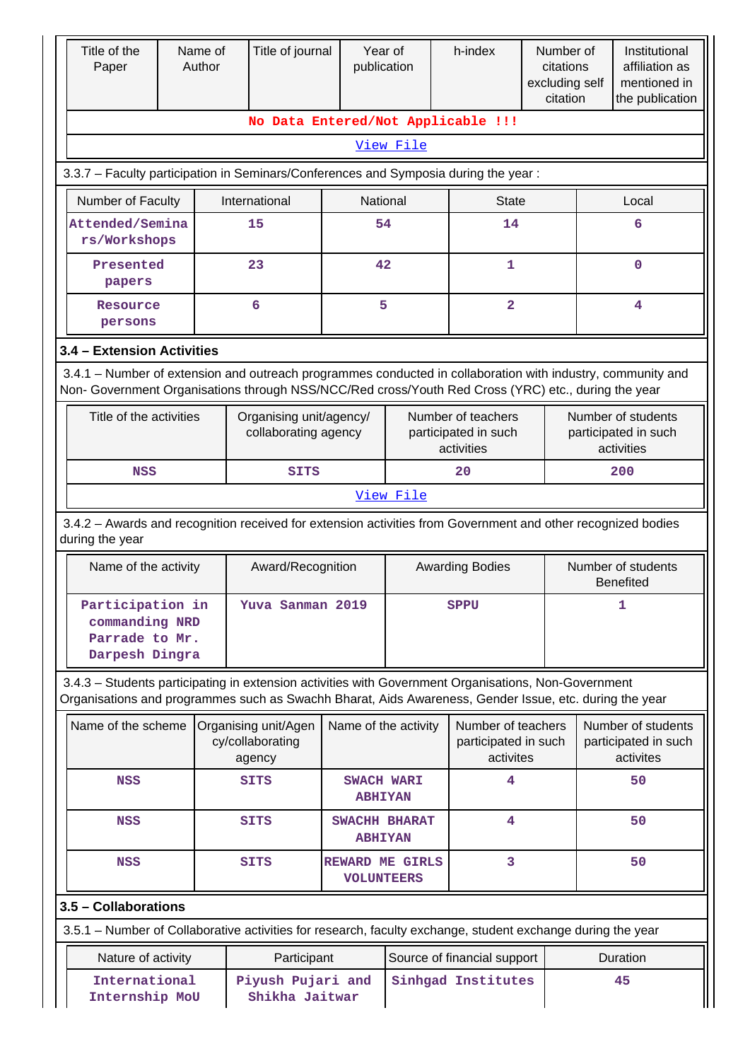| Title of the Paper | Name of Author | Title of journal | Year of publication | h-index | Number of citations excluding self citation | Institutional affiliation as mentioned in the publication |
|---|---|---|---|---|---|---|
| No Data Entered/Not Applicable !!! | | | | | | |
| View File | | | | | | |

3.3.7 – Faculty participation in Seminars/Conferences and Symposia during the year :

| Number of Faculty | International | National | State | Local |
|---|---|---|---|---|
| Attended/Seminars/Workshops | 15 | 54 | 14 | 6 |
| Presented papers | 23 | 42 | 1 | 0 |
| Resource persons | 6 | 5 | 2 | 4 |

### 3.4 – Extension Activities

3.4.1 – Number of extension and outreach programmes conducted in collaboration with industry, community and Non- Government Organisations through NSS/NCC/Red cross/Youth Red Cross (YRC) etc., during the year

| Title of the activities | Organising unit/agency/ collaborating agency | Number of teachers participated in such activities | Number of students participated in such activities |
|---|---|---|---|
| NSS | SITS | 20 | 200 |
| View File | | | |

3.4.2 – Awards and recognition received for extension activities from Government and other recognized bodies during the year

| Name of the activity | Award/Recognition | Awarding Bodies | Number of students Benefited |
|---|---|---|---|
| Participation in commanding NRD Parrade to Mr. Darpesh Dingra | Yuva Sanman 2019 | SPPU | 1 |

3.4.3 – Students participating in extension activities with Government Organisations, Non-Government Organisations and programmes such as Swachh Bharat, Aids Awareness, Gender Issue, etc. during the year

| Name of the scheme | Organising unit/Agency/collaborating agency | Name of the activity | Number of teachers participated in such activites | Number of students participated in such activites |
|---|---|---|---|---|
| NSS | SITS | SWACH WARI ABHIYAN | 4 | 50 |
| NSS | SITS | SWACHH BHARAT ABHIYAN | 4 | 50 |
| NSS | SITS | REWARD ME GIRLS VOLUNTEERS | 3 | 50 |

### 3.5 – Collaborations

3.5.1 – Number of Collaborative activities for research, faculty exchange, student exchange during the year

| Nature of activity | Participant | Source of financial support | Duration |
|---|---|---|---|
| International Internship MoU | Piyush Pujari and Shikha Jaitwar | Sinhgad Institutes | 45 |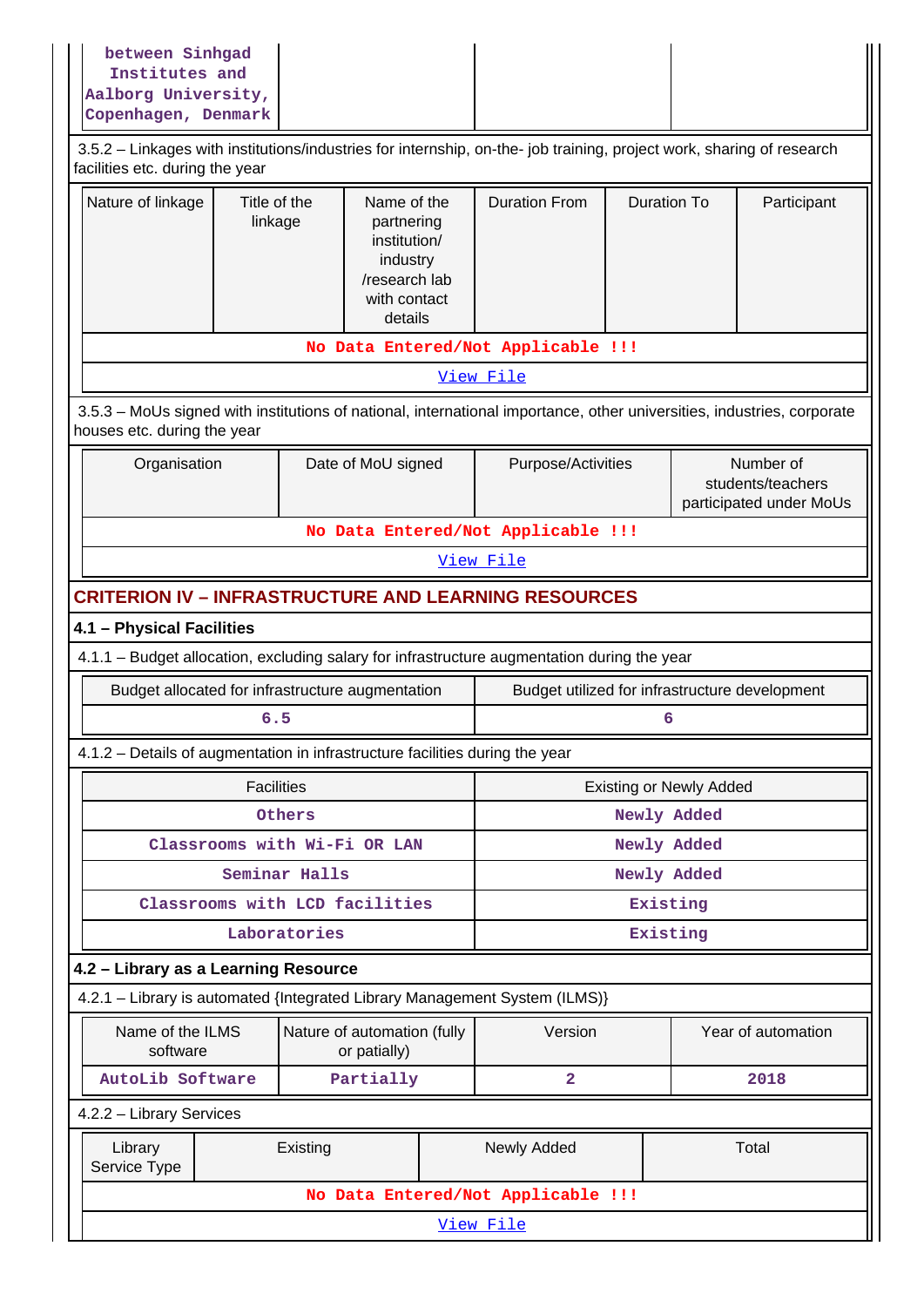| between Sinhgad Institutes and Aalborg University, Copenhagen, Denmark | | | |
|---|---|---|---|

3.5.2 – Linkages with institutions/industries for internship, on-the- job training, project work, sharing of research facilities etc. during the year

| Nature of linkage | Title of the linkage | Name of the partnering institution/ industry /research lab with contact details | Duration From | Duration To | Participant |
|---|---|---|---|---|---|
| No Data Entered/Not Applicable !!! | | | | | |
| View File | | | | | |

3.5.3 – MoUs signed with institutions of national, international importance, other universities, industries, corporate houses etc. during the year

| Organisation | Date of MoU signed | Purpose/Activities | Number of students/teachers participated under MoUs |
|---|---|---|---|
| No Data Entered/Not Applicable !!! | | | |
| View File | | | |

## CRITERION IV – INFRASTRUCTURE AND LEARNING RESOURCES

### 4.1 – Physical Facilities

4.1.1 – Budget allocation, excluding salary for infrastructure augmentation during the year

| Budget allocated for infrastructure augmentation | Budget utilized for infrastructure development |
|---|---|
| 6.5 | 6 |

4.1.2 – Details of augmentation in infrastructure facilities during the year

| Facilities | Existing or Newly Added |
|---|---|
| Others | Newly Added |
| Classrooms with Wi-Fi OR LAN | Newly Added |
| Seminar Halls | Newly Added |
| Classrooms with LCD facilities | Existing |
| Laboratories | Existing |

### 4.2 – Library as a Learning Resource

4.2.1 – Library is automated {Integrated Library Management System (ILMS)}

| Name of the ILMS software | Nature of automation (fully or patially) | Version | Year of automation |
|---|---|---|---|
| AutoLib Software | Partially | 2 | 2018 |

4.2.2 – Library Services

| Library Service Type | Existing | Newly Added | Total |
|---|---|---|---|
| No Data Entered/Not Applicable !!! | | | |
| View File | | | |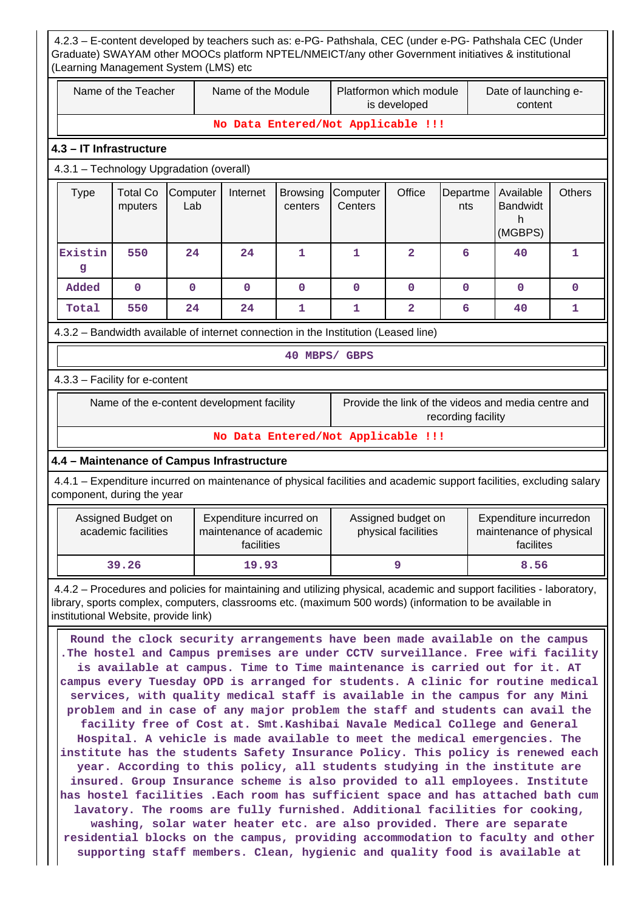4.2.3 – E-content developed by teachers such as: e-PG- Pathshala, CEC (under e-PG- Pathshala CEC (Under Graduate) SWAYAM other MOOCs platform NPTEL/NMEICT/any other Government initiatives & institutional (Learning Management System (LMS) etc

| Name of the Teacher | Name of the Module | Platformon which module is developed | Date of launching e-content |
|---|---|---|---|
| No Data Entered/Not Applicable !!! | | | |

## 4.3 – IT Infrastructure

4.3.1 – Technology Upgradation (overall)

| Type | Total Computers | Computer Lab | Internet | Browsing centers | Computer Centers | Office | Departments | Available Bandwidth (MGBPS) | Others |
|---|---|---|---|---|---|---|---|---|---|
| Existing | 550 | 24 | 24 | 1 | 1 | 2 | 6 | 40 | 1 |
| Added | 0 | 0 | 0 | 0 | 0 | 0 | 0 | 0 | 0 |
| Total | 550 | 24 | 24 | 1 | 1 | 2 | 6 | 40 | 1 |

4.3.2 – Bandwidth available of internet connection in the Institution (Leased line)

40 MBPS/ GBPS

4.3.3 – Facility for e-content

| Name of the e-content development facility | Provide the link of the videos and media centre and recording facility |
|---|---|
| No Data Entered/Not Applicable !!! | |

## 4.4 – Maintenance of Campus Infrastructure

4.4.1 – Expenditure incurred on maintenance of physical facilities and academic support facilities, excluding salary component, during the year

| Assigned Budget on academic facilities | Expenditure incurred on maintenance of academic facilities | Assigned budget on physical facilities | Expenditure incurredon maintenance of physical facilites |
|---|---|---|---|
| 39.26 | 19.93 | 9 | 8.56 |

4.4.2 – Procedures and policies for maintaining and utilizing physical, academic and support facilities - laboratory, library, sports complex, computers, classrooms etc. (maximum 500 words) (information to be available in institutional Website, provide link)

Round the clock security arrangements have been made available on the campus .The hostel and Campus premises are under CCTV surveillance. Free wifi facility is available at campus. Time to Time maintenance is carried out for it. AT campus every Tuesday OPD is arranged for students. A clinic for routine medical services, with quality medical staff is available in the campus for any Mini problem and in case of any major problem the staff and students can avail the facility free of Cost at. Smt.Kashibai Navale Medical College and General Hospital. A vehicle is made available to meet the medical emergencies. The institute has the students Safety Insurance Policy. This policy is renewed each year. According to this policy, all students studying in the institute are insured. Group Insurance scheme is also provided to all employees. Institute has hostel facilities .Each room has sufficient space and has attached bath cum lavatory. The rooms are fully furnished. Additional facilities for cooking, washing, solar water heater etc. are also provided. There are separate residential blocks on the campus, providing accommodation to faculty and other supporting staff members. Clean, hygienic and quality food is available at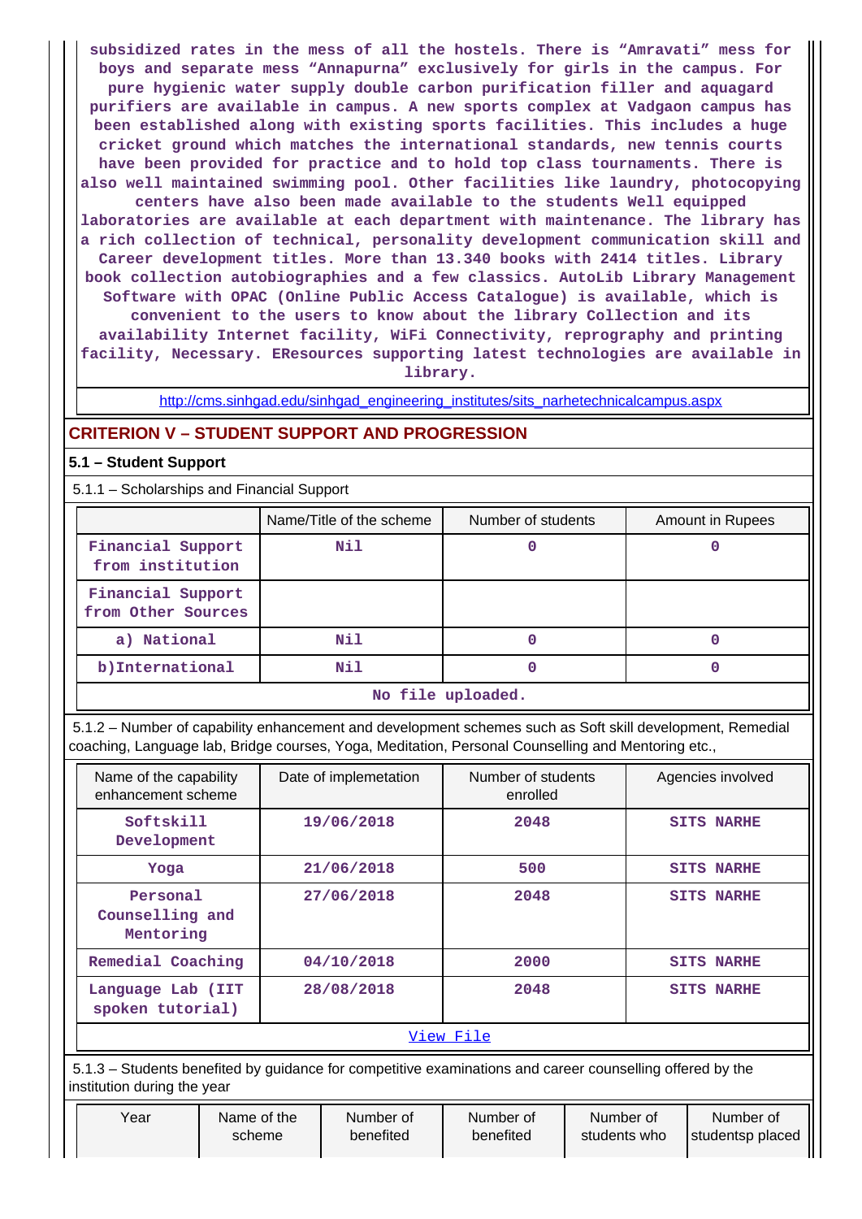subsidized rates in the mess of all the hostels. There is “Amravati” mess for boys and separate mess “Annapurna” exclusively for girls in the campus. For pure hygienic water supply double carbon purification filler and aquagard purifiers are available in campus. A new sports complex at Vadgaon campus has been established along with existing sports facilities. This includes a huge cricket ground which matches the international standards, new tennis courts have been provided for practice and to hold top class tournaments. There is also well maintained swimming pool. Other facilities like laundry, photocopying centers have also been made available to the students Well equipped laboratories are available at each department with maintenance. The library has a rich collection of technical, personality development communication skill and Career development titles. More than 13.340 books with 2414 titles. Library book collection autobiographies and a few classics. AutoLib Library Management Software with OPAC (Online Public Access Catalogue) is available, which is convenient to the users to know about the library Collection and its availability Internet facility, WiFi Connectivity, reprography and printing facility, Necessary. EResources supporting latest technologies are available in library.

http://cms.sinhgad.edu/sinhgad_engineering_institutes/sits_narhetechnicalcampus.aspx

## CRITERION V – STUDENT SUPPORT AND PROGRESSION

### 5.1 – Student Support

5.1.1 – Scholarships and Financial Support

| | Name/Title of the scheme | Number of students | Amount in Rupees |
|---|---|---|---|
| Financial Support from institution | Nil | 0 | 0 |
| Financial Support from Other Sources | | | |
| a) National | Nil | 0 | 0 |
| b)International | Nil | 0 | 0 |
| No file uploaded. | | | |

5.1.2 – Number of capability enhancement and development schemes such as Soft skill development, Remedial coaching, Language lab, Bridge courses, Yoga, Meditation, Personal Counselling and Mentoring etc.,

| Name of the capability enhancement scheme | Date of implemetation | Number of students enrolled | Agencies involved |
|---|---|---|---|
| Softskill Development | 19/06/2018 | 2048 | SITS NARHE |
| Yoga | 21/06/2018 | 500 | SITS NARHE |
| Personal Counselling and Mentoring | 27/06/2018 | 2048 | SITS NARHE |
| Remedial Coaching | 04/10/2018 | 2000 | SITS NARHE |
| Language Lab (IIT spoken tutorial) | 28/08/2018 | 2048 | SITS NARHE |
| View File | | | |

5.1.3 – Students benefited by guidance for competitive examinations and career counselling offered by the institution during the year

| Year | Name of the scheme | Number of benefited | Number of benefited | Number of students who | Number of studentsp placed |
|---|---|---|---|---|---|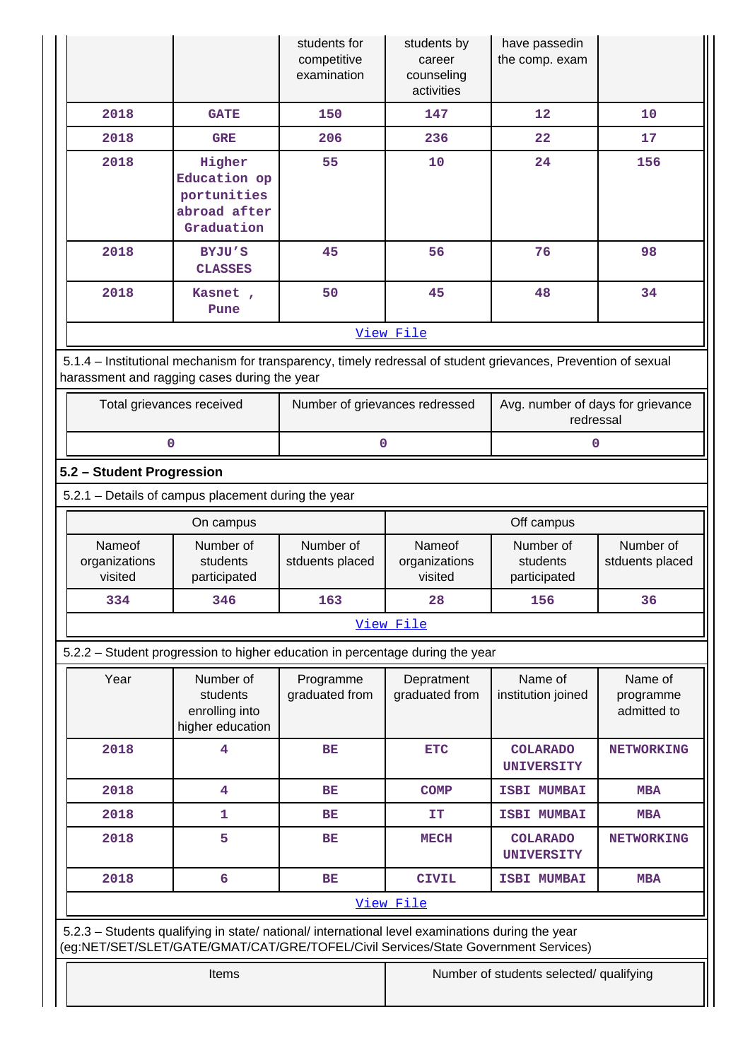| | | students for competitive examination | students by career counseling activities | have passedin the comp. exam | |
|---|---|---|---|---|---|
| 2018 | GATE | 150 | 147 | 12 | 10 |
| 2018 | GRE | 206 | 236 | 22 | 17 |
| 2018 | Higher Education op portunities abroad after Graduation | 55 | 10 | 24 | 156 |
| 2018 | BYJU'S CLASSES | 45 | 56 | 76 | 98 |
| 2018 | Kasnet , Pune | 50 | 45 | 48 | 34 |

View File

5.1.4 – Institutional mechanism for transparency, timely redressal of student grievances, Prevention of sexual harassment and ragging cases during the year

| Total grievances received | Number of grievances redressed | Avg. number of days for grievance redressal |
|---|---|---|
| 0 | 0 | 0 |

**5.2 – Student Progression**

5.2.1 – Details of campus placement during the year

| On campus | | | Off campus | | |
|---|---|---|---|---|---|
| Nameof organizations visited | Number of students participated | Number of stduents placed | Nameof organizations visited | Number of students participated | Number of stduents placed |
| 334 | 346 | 163 | 28 | 156 | 36 |

View File

5.2.2 – Student progression to higher education in percentage during the year

| Year | Number of students enrolling into higher education | Programme graduated from | Depratment graduated from | Name of institution joined | Name of programme admitted to |
|---|---|---|---|---|---|
| 2018 | 4 | BE | ETC | COLARADO UNIVERSITY | NETWORKING |
| 2018 | 4 | BE | COMP | ISBI MUMBAI | MBA |
| 2018 | 1 | BE | IT | ISBI MUMBAI | MBA |
| 2018 | 5 | BE | MECH | COLARADO UNIVERSITY | NETWORKING |
| 2018 | 6 | BE | CIVIL | ISBI MUMBAI | MBA |

View File

5.2.3 – Students qualifying in state/ national/ international level examinations during the year (eg:NET/SET/SLET/GATE/GMAT/CAT/GRE/TOFEL/Civil Services/State Government Services)

| Items | Number of students selected/ qualifying |
|---|---|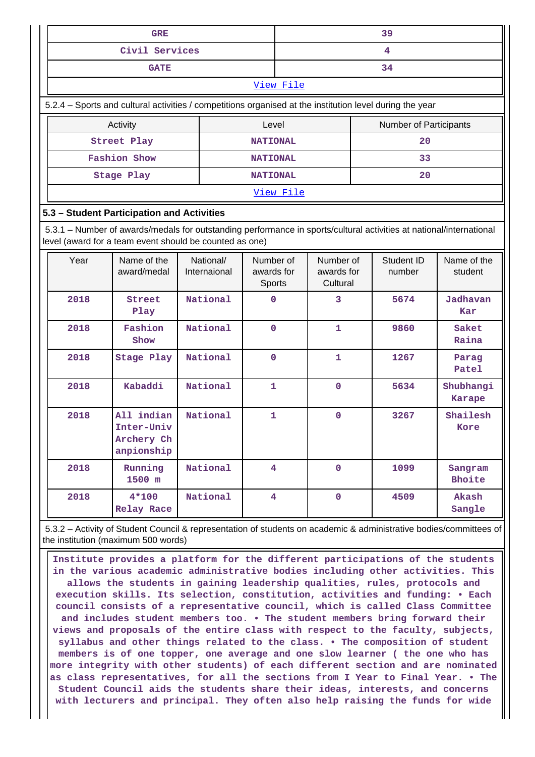| GRE | 39 |
|---|---|
| Civil Services | 4 |
| GATE | 34 |
| View File | |

5.2.4 – Sports and cultural activities / competitions organised at the institution level during the year

| Activity | Level | Number of Participants |
|---|---|---|
| Street Play | NATIONAL | 20 |
| Fashion Show | NATIONAL | 33 |
| Stage Play | NATIONAL | 20 |
| View File | | |

## 5.3 – Student Participation and Activities

5.3.1 – Number of awards/medals for outstanding performance in sports/cultural activities at national/international level (award for a team event should be counted as one)

| Year | Name of the award/medal | National/ Internaional | Number of awards for Sports | Number of awards for Cultural | Student ID number | Name of the student |
|---|---|---|---|---|---|---|
| 2018 | Street Play | National | 0 | 3 | 5674 | Jadhavan Kar |
| 2018 | Fashion Show | National | 0 | 1 | 9860 | Saket Raina |
| 2018 | Stage Play | National | 0 | 1 | 1267 | Parag Patel |
| 2018 | Kabaddi | National | 1 | 0 | 5634 | Shubhangi Karape |
| 2018 | All indian Inter-Univ Archery Ch anpionship | National | 1 | 0 | 3267 | Shailesh Kore |
| 2018 | Running 1500 m | National | 4 | 0 | 1099 | Sangram Bhoite |
| 2018 | 4*100 Relay Race | National | 4 | 0 | 4509 | Akash Sangle |

5.3.2 – Activity of Student Council & representation of students on academic & administrative bodies/committees of the institution (maximum 500 words)

Institute provides a platform for the different participations of the students in the various academic administrative bodies including other activities. This allows the students in gaining leadership qualities, rules, protocols and execution skills. Its selection, constitution, activities and funding: • Each council consists of a representative council, which is called Class Committee and includes student members too. • The student members bring forward their views and proposals of the entire class with respect to the faculty, subjects, syllabus and other things related to the class. • The composition of student members is of one topper, one average and one slow learner ( the one who has more integrity with other students) of each different section and are nominated as class representatives, for all the sections from I Year to Final Year. • The Student Council aids the students share their ideas, interests, and concerns with lecturers and principal. They often also help raising the funds for wide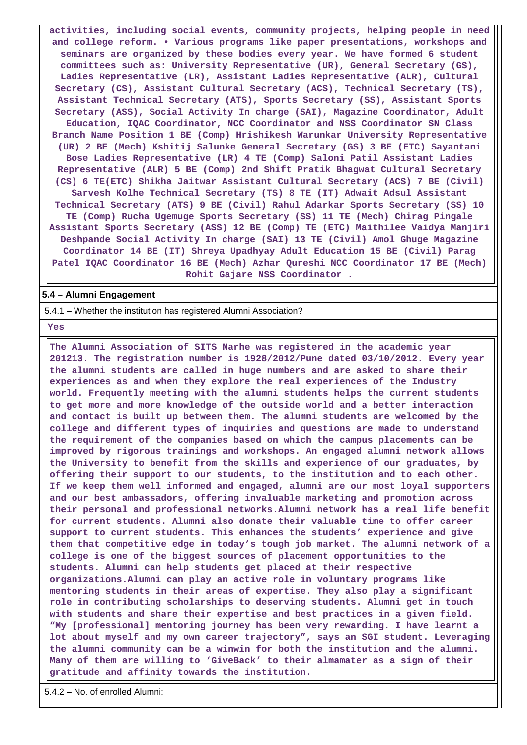activities, including social events, community projects, helping people in need and college reform. • Various programs like paper presentations, workshops and seminars are organized by these bodies every year. We have formed 6 student committees such as: University Representative (UR), General Secretary (GS), Ladies Representative (LR), Assistant Ladies Representative (ALR), Cultural Secretary (CS), Assistant Cultural Secretary (ACS), Technical Secretary (TS), Assistant Technical Secretary (ATS), Sports Secretary (SS), Assistant Sports Secretary (ASS), Social Activity In charge (SAI), Magazine Coordinator, Adult Education, IQAC Coordinator, NCC Coordinator and NSS Coordinator SN Class Branch Name Position 1 BE (Comp) Hrishikesh Warunkar University Representative (UR) 2 BE (Mech) Kshitij Salunke General Secretary (GS) 3 BE (ETC) Sayantani Bose Ladies Representative (LR) 4 TE (Comp) Saloni Patil Assistant Ladies Representative (ALR) 5 BE (Comp) 2nd Shift Pratik Bhagwat Cultural Secretary (CS) 6 TE(ETC) Shikha Jaitwar Assistant Cultural Secretary (ACS) 7 BE (Civil) Sarvesh Kolhe Technical Secretary (TS) 8 TE (IT) Adwait Adsul Assistant Technical Secretary (ATS) 9 BE (Civil) Rahul Adarkar Sports Secretary (SS) 10 TE (Comp) Rucha Ugemuge Sports Secretary (SS) 11 TE (Mech) Chirag Pingale Assistant Sports Secretary (ASS) 12 BE (Comp) TE (ETC) Maithilee Vaidya Manjiri Deshpande Social Activity In charge (SAI) 13 TE (Civil) Amol Ghuge Magazine Coordinator 14 BE (IT) Shreya Upadhyay Adult Education 15 BE (Civil) Parag Patel IQAC Coordinator 16 BE (Mech) Azhar Qureshi NCC Coordinator 17 BE (Mech) Rohit Gajare NSS Coordinator .

**5.4 – Alumni Engagement**

5.4.1 – Whether the institution has registered Alumni Association?

Yes

The Alumni Association of SITS Narhe was registered in the academic year 201213. The registration number is 1928/2012/Pune dated 03/10/2012. Every year the alumni students are called in huge numbers and are asked to share their experiences as and when they explore the real experiences of the Industry world. Frequently meeting with the alumni students helps the current students to get more and more knowledge of the outside world and a better interaction and contact is built up between them. The alumni students are welcomed by the college and different types of inquiries and questions are made to understand the requirement of the companies based on which the campus placements can be improved by rigorous trainings and workshops. An engaged alumni network allows the University to benefit from the skills and experience of our graduates, by offering their support to our students, to the institution and to each other. If we keep them well informed and engaged, alumni are our most loyal supporters and our best ambassadors, offering invaluable marketing and promotion across their personal and professional networks.Alumni network has a real life benefit for current students. Alumni also donate their valuable time to offer career support to current students. This enhances the students' experience and give them that competitive edge in today's tough job market. The alumni network of a college is one of the biggest sources of placement opportunities to the students. Alumni can help students get placed at their respective organizations.Alumni can play an active role in voluntary programs like mentoring students in their areas of expertise. They also play a significant role in contributing scholarships to deserving students. Alumni get in touch with students and share their expertise and best practices in a given field. "My [professional] mentoring journey has been very rewarding. I have learnt a lot about myself and my own career trajectory", says an SGI student. Leveraging the alumni community can be a winwin for both the institution and the alumni. Many of them are willing to 'GiveBack' to their almamater as a sign of their gratitude and affinity towards the institution.

5.4.2 – No. of enrolled Alumni: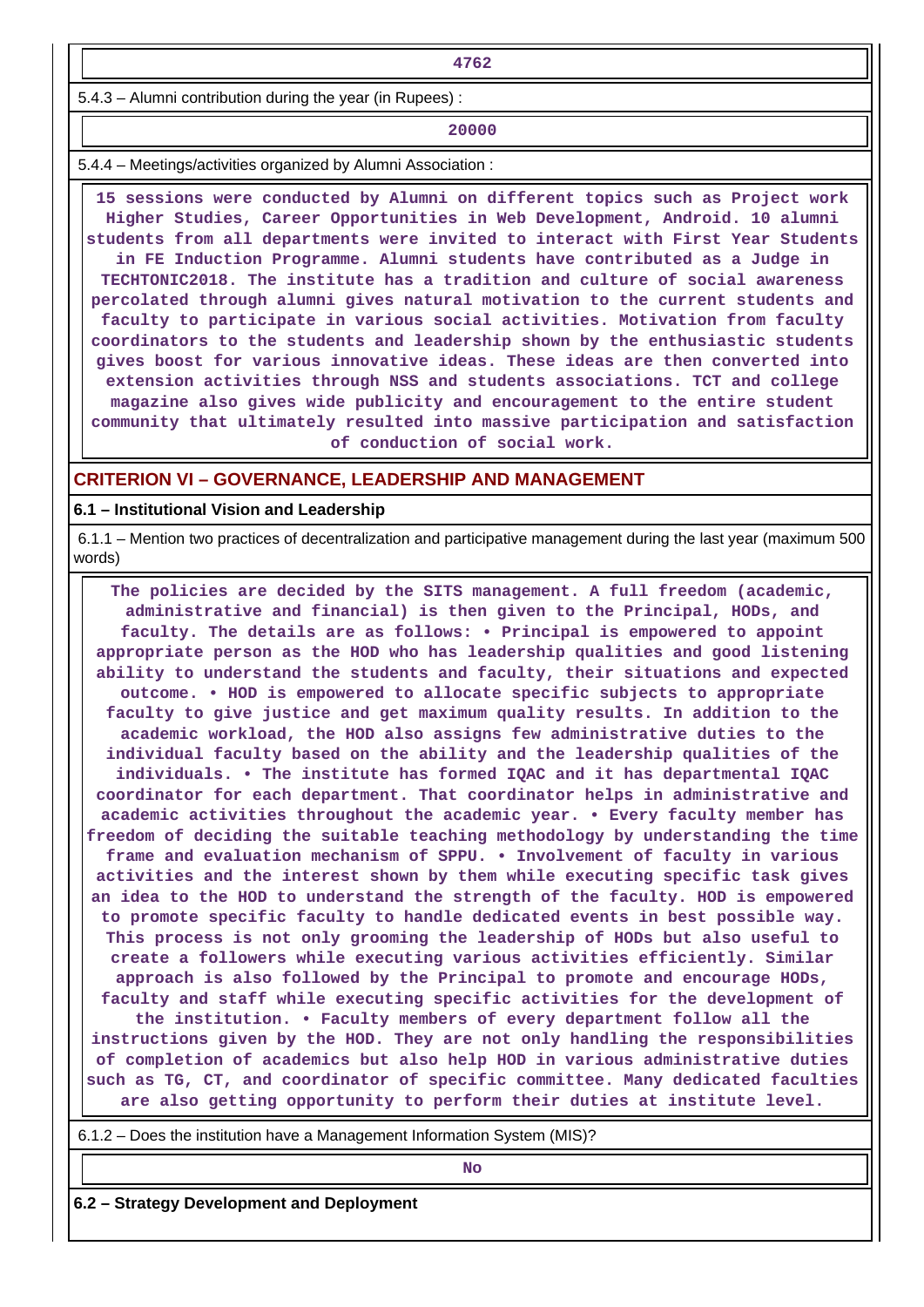4762

5.4.3 – Alumni contribution during the year (in Rupees) :

20000

5.4.4 – Meetings/activities organized by Alumni Association :

15 sessions were conducted by Alumni on different topics such as Project work Higher Studies, Career Opportunities in Web Development, Android. 10 alumni students from all departments were invited to interact with First Year Students in FE Induction Programme. Alumni students have contributed as a Judge in TECHTONIC2018. The institute has a tradition and culture of social awareness percolated through alumni gives natural motivation to the current students and faculty to participate in various social activities. Motivation from faculty coordinators to the students and leadership shown by the enthusiastic students gives boost for various innovative ideas. These ideas are then converted into extension activities through NSS and students associations. TCT and college magazine also gives wide publicity and encouragement to the entire student community that ultimately resulted into massive participation and satisfaction of conduction of social work.

## CRITERION VI – GOVERNANCE, LEADERSHIP AND MANAGEMENT

### 6.1 – Institutional Vision and Leadership

6.1.1 – Mention two practices of decentralization and participative management during the last year (maximum 500 words)

The policies are decided by the SITS management. A full freedom (academic, administrative and financial) is then given to the Principal, HODs, and faculty. The details are as follows: • Principal is empowered to appoint appropriate person as the HOD who has leadership qualities and good listening ability to understand the students and faculty, their situations and expected outcome. • HOD is empowered to allocate specific subjects to appropriate faculty to give justice and get maximum quality results. In addition to the academic workload, the HOD also assigns few administrative duties to the individual faculty based on the ability and the leadership qualities of the individuals. • The institute has formed IQAC and it has departmental IQAC coordinator for each department. That coordinator helps in administrative and academic activities throughout the academic year. • Every faculty member has freedom of deciding the suitable teaching methodology by understanding the time frame and evaluation mechanism of SPPU. • Involvement of faculty in various activities and the interest shown by them while executing specific task gives an idea to the HOD to understand the strength of the faculty. HOD is empowered to promote specific faculty to handle dedicated events in best possible way. This process is not only grooming the leadership of HODs but also useful to create a followers while executing various activities efficiently. Similar approach is also followed by the Principal to promote and encourage HODs, faculty and staff while executing specific activities for the development of the institution. • Faculty members of every department follow all the instructions given by the HOD. They are not only handling the responsibilities of completion of academics but also help HOD in various administrative duties such as TG, CT, and coordinator of specific committee. Many dedicated faculties are also getting opportunity to perform their duties at institute level.

6.1.2 – Does the institution have a Management Information System (MIS)?

No

### 6.2 – Strategy Development and Deployment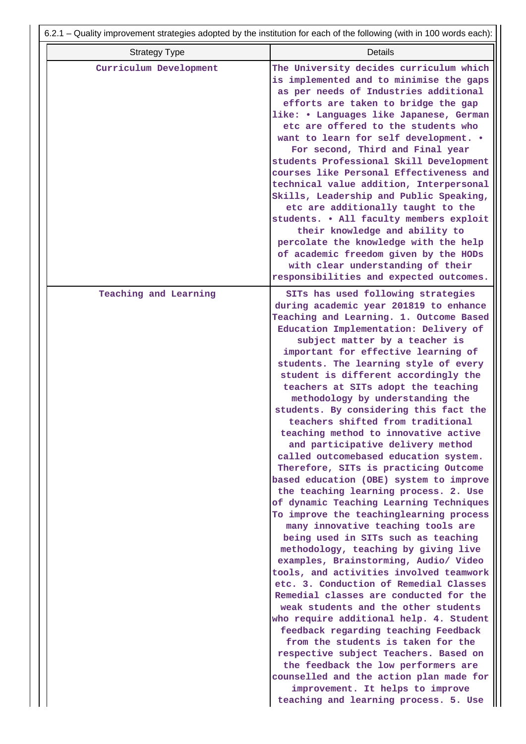6.2.1 – Quality improvement strategies adopted by the institution for each of the following (with in 100 words each):

| Strategy Type | Details |
| --- | --- |
| Curriculum Development | The University decides curriculum which is implemented and to minimise the gaps as per needs of Industries additional efforts are taken to bridge the gap like: • Languages like Japanese, German etc are offered to the students who want to learn for self development. • For second, Third and Final year students Professional Skill Development courses like Personal Effectiveness and technical value addition, Interpersonal Skills, Leadership and Public Speaking, etc are additionally taught to the students. • All faculty members exploit their knowledge and ability to percolate the knowledge with the help of academic freedom given by the HODs with clear understanding of their responsibilities and expected outcomes. |
| Teaching and Learning | SITs has used following strategies during academic year 201819 to enhance Teaching and Learning. 1. Outcome Based Education Implementation: Delivery of subject matter by a teacher is important for effective learning of students. The learning style of every student is different accordingly the teachers at SITs adopt the teaching methodology by understanding the students. By considering this fact the teachers shifted from traditional teaching method to innovative active and participative delivery method called outcomebased education system. Therefore, SITs is practicing Outcome based education (OBE) system to improve the teaching learning process. 2. Use of dynamic Teaching Learning Techniques To improve the teachinglearning process many innovative teaching tools are being used in SITs such as teaching methodology, teaching by giving live examples, Brainstorming, Audio/ Video tools, and activities involved teamwork etc. 3. Conduction of Remedial Classes Remedial classes are conducted for the weak students and the other students who require additional help. 4. Student feedback regarding teaching Feedback from the students is taken for the respective subject Teachers. Based on the feedback the low performers are counselled and the action plan made for improvement. It helps to improve teaching and learning process. 5. Use |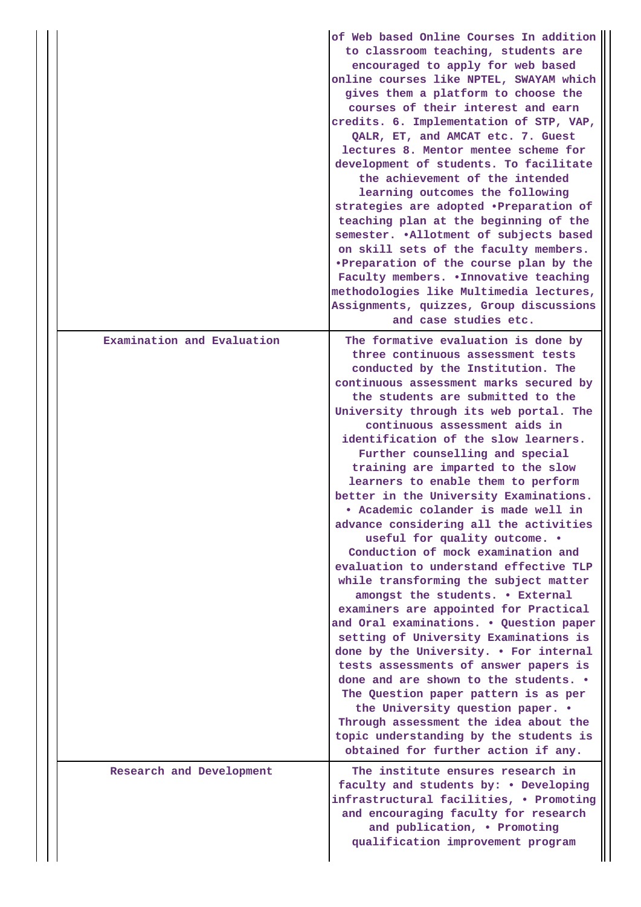| | |
|---|---|
| | of Web based Online Courses In addition to classroom teaching, students are encouraged to apply for web based online courses like NPTEL, SWAYAM which gives them a platform to choose the courses of their interest and earn credits. 6. Implementation of STP, VAP, QALR, ET, and AMCAT etc. 7. Guest lectures 8. Mentor mentee scheme for development of students. To facilitate the achievement of the intended learning outcomes the following strategies are adopted •Preparation of teaching plan at the beginning of the semester. •Allotment of subjects based on skill sets of the faculty members. •Preparation of the course plan by the Faculty members. •Innovative teaching methodologies like Multimedia lectures, Assignments, quizzes, Group discussions and case studies etc. |
| Examination and Evaluation | The formative evaluation is done by three continuous assessment tests conducted by the Institution. The continuous assessment marks secured by the students are submitted to the University through its web portal. The continuous assessment aids in identification of the slow learners. Further counselling and special training are imparted to the slow learners to enable them to perform better in the University Examinations. • Academic colander is made well in advance considering all the activities useful for quality outcome. • Conduction of mock examination and evaluation to understand effective TLP while transforming the subject matter amongst the students. • External examiners are appointed for Practical and Oral examinations. • Question paper setting of University Examinations is done by the University. • For internal tests assessments of answer papers is done and are shown to the students. • The Question paper pattern is as per the University question paper. • Through assessment the idea about the topic understanding by the students is obtained for further action if any. |
| Research and Development | The institute ensures research in faculty and students by: • Developing infrastructural facilities, • Promoting and encouraging faculty for research and publication, • Promoting qualification improvement program |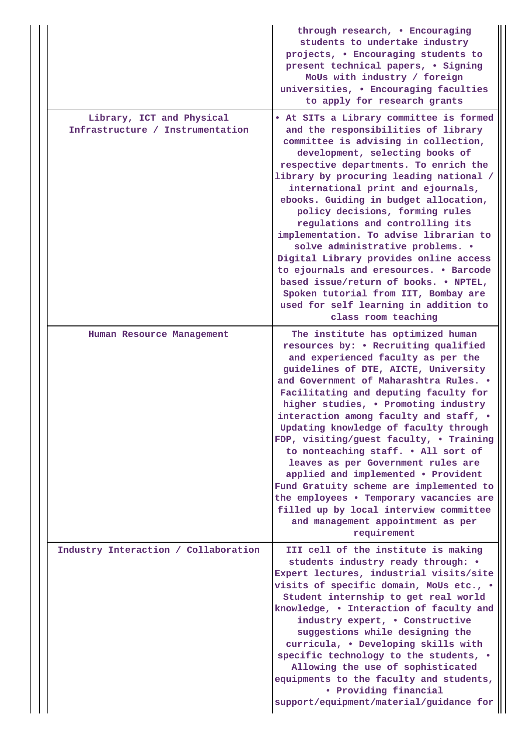| | |
|---|---|
| | through research, • Encouraging students to undertake industry projects, • Encouraging students to present technical papers, • Signing MoUs with industry / foreign universities, • Encouraging faculties to apply for research grants |
| Library, ICT and Physical Infrastructure / Instrumentation | • At SITs a Library committee is formed and the responsibilities of library committee is advising in collection, development, selecting books of respective departments. To enrich the library by procuring leading national / international print and ejournals, ebooks. Guiding in budget allocation, policy decisions, forming rules regulations and controlling its implementation. To advise librarian to solve administrative problems. • Digital Library provides online access to ejournals and eresources. • Barcode based issue/return of books. • NPTEL, Spoken tutorial from IIT, Bombay are used for self learning in addition to class room teaching |
| Human Resource Management | The institute has optimized human resources by: • Recruiting qualified and experienced faculty as per the guidelines of DTE, AICTE, University and Government of Maharashtra Rules. • Facilitating and deputing faculty for higher studies, • Promoting industry interaction among faculty and staff, • Updating knowledge of faculty through FDP, visiting/guest faculty, • Training to nonteaching staff. • All sort of leaves as per Government rules are applied and implemented • Provident Fund Gratuity scheme are implemented to the employees • Temporary vacancies are filled up by local interview committee and management appointment as per requirement |
| Industry Interaction / Collaboration | III cell of the institute is making students industry ready through: • Expert lectures, industrial visits/site visits of specific domain, MoUs etc., • Student internship to get real world knowledge, • Interaction of faculty and industry expert, • Constructive suggestions while designing the curricula, • Developing skills with specific technology to the students, • Allowing the use of sophisticated equipments to the faculty and students, • Providing financial support/equipment/material/guidance for |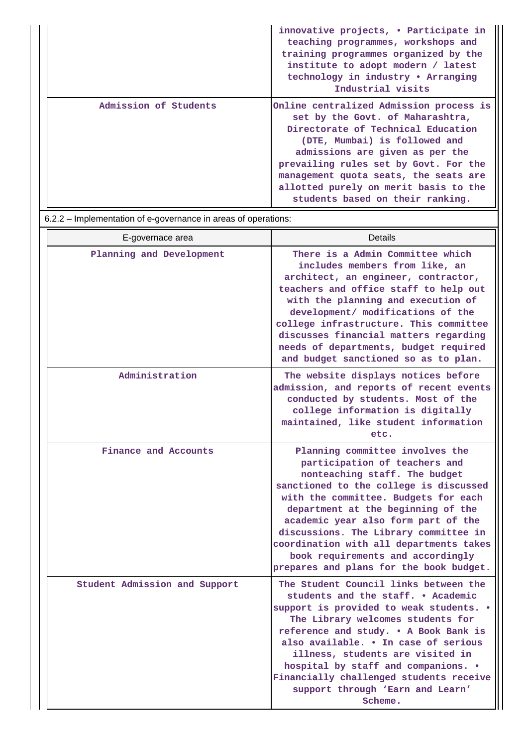| | |
|---|---|
| | innovative projects, • Participate in teaching programmes, workshops and training programmes organized by the institute to adopt modern / latest technology in industry • Arranging Industrial visits |
| Admission of Students | Online centralized Admission process is set by the Govt. of Maharashtra, Directorate of Technical Education (DTE, Mumbai) is followed and admissions are given as per the prevailing rules set by Govt. For the management quota seats, the seats are allotted purely on merit basis to the students based on their ranking. |

6.2.2 – Implementation of e-governance in areas of operations:

| E-governace area | Details |
|---|---|
| Planning and Development | There is a Admin Committee which includes members from like, an architect, an engineer, contractor, teachers and office staff to help out with the planning and execution of development/ modifications of the college infrastructure. This committee discusses financial matters regarding needs of departments, budget required and budget sanctioned so as to plan. |
| Administration | The website displays notices before admission, and reports of recent events conducted by students. Most of the college information is digitally maintained, like student information etc. |
| Finance and Accounts | Planning committee involves the participation of teachers and nonteaching staff. The budget sanctioned to the college is discussed with the committee. Budgets for each department at the beginning of the academic year also form part of the discussions. The Library committee in coordination with all departments takes book requirements and accordingly prepares and plans for the book budget. |
| Student Admission and Support | The Student Council links between the students and the staff. • Academic support is provided to weak students. • The Library welcomes students for reference and study. • A Book Bank is also available. • In case of serious illness, students are visited in hospital by staff and companions. • Financially challenged students receive support through 'Earn and Learn' Scheme. |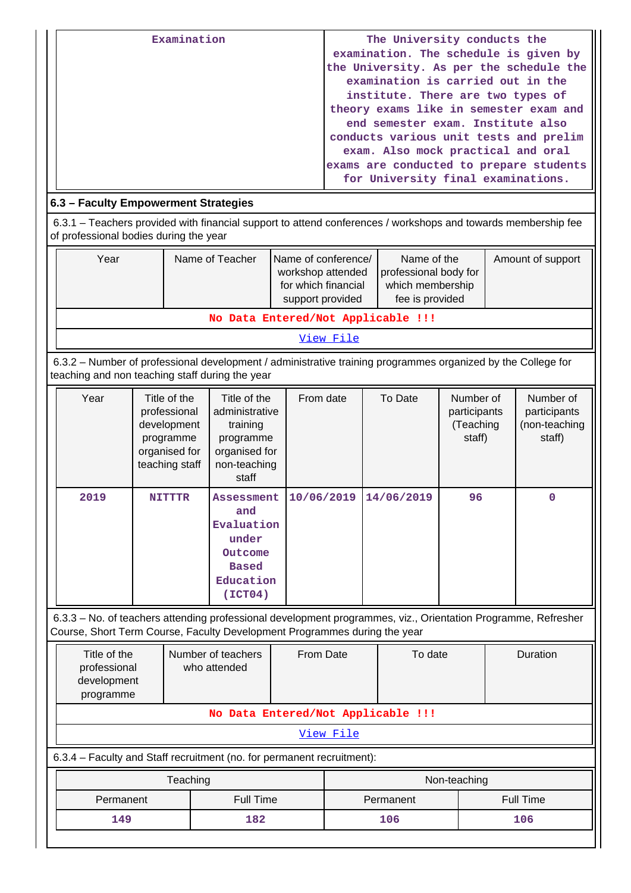| Examination | The University conducts the examination. The schedule is given by the University. As per the schedule the examination is carried out in the institute. There are two types of theory exams like in semester exam and end semester exam. Institute also conducts various unit tests and prelim exam. Also mock practical and oral exams are conducted to prepare students for University final examinations. |
|---|---|

### 6.3 – Faculty Empowerment Strategies

6.3.1 – Teachers provided with financial support to attend conferences / workshops and towards membership fee of professional bodies during the year

| Year | Name of Teacher | Name of conference/ workshop attended for which financial support provided | Name of the professional body for which membership fee is provided | Amount of support |
|---|---|---|---|---|
| No Data Entered/Not Applicable !!! | | | | |
| View File | | | | |

6.3.2 – Number of professional development / administrative training programmes organized by the College for teaching and non teaching staff during the year

| Year | Title of the professional development programme organised for teaching staff | Title of the administrative training programme organised for non-teaching staff | From date | To Date | Number of participants (Teaching staff) | Number of participants (non-teaching staff) |
|---|---|---|---|---|---|---|
| 2019 | NITTTR | Assessment and Evaluation under Outcome Based Education (ICT04) | 10/06/2019 | 14/06/2019 | 96 | 0 |

6.3.3 – No. of teachers attending professional development programmes, viz., Orientation Programme, Refresher Course, Short Term Course, Faculty Development Programmes during the year

| Title of the professional development programme | Number of teachers who attended | From Date | To date | Duration |
|---|---|---|---|---|
| No Data Entered/Not Applicable !!! | | | | |
| View File | | | | |

6.3.4 – Faculty and Staff recruitment (no. for permanent recruitment):

| Teaching | | Non-teaching | |
|---|---|---|---|
| Permanent | Full Time | Permanent | Full Time |
| 149 | 182 | 106 | 106 |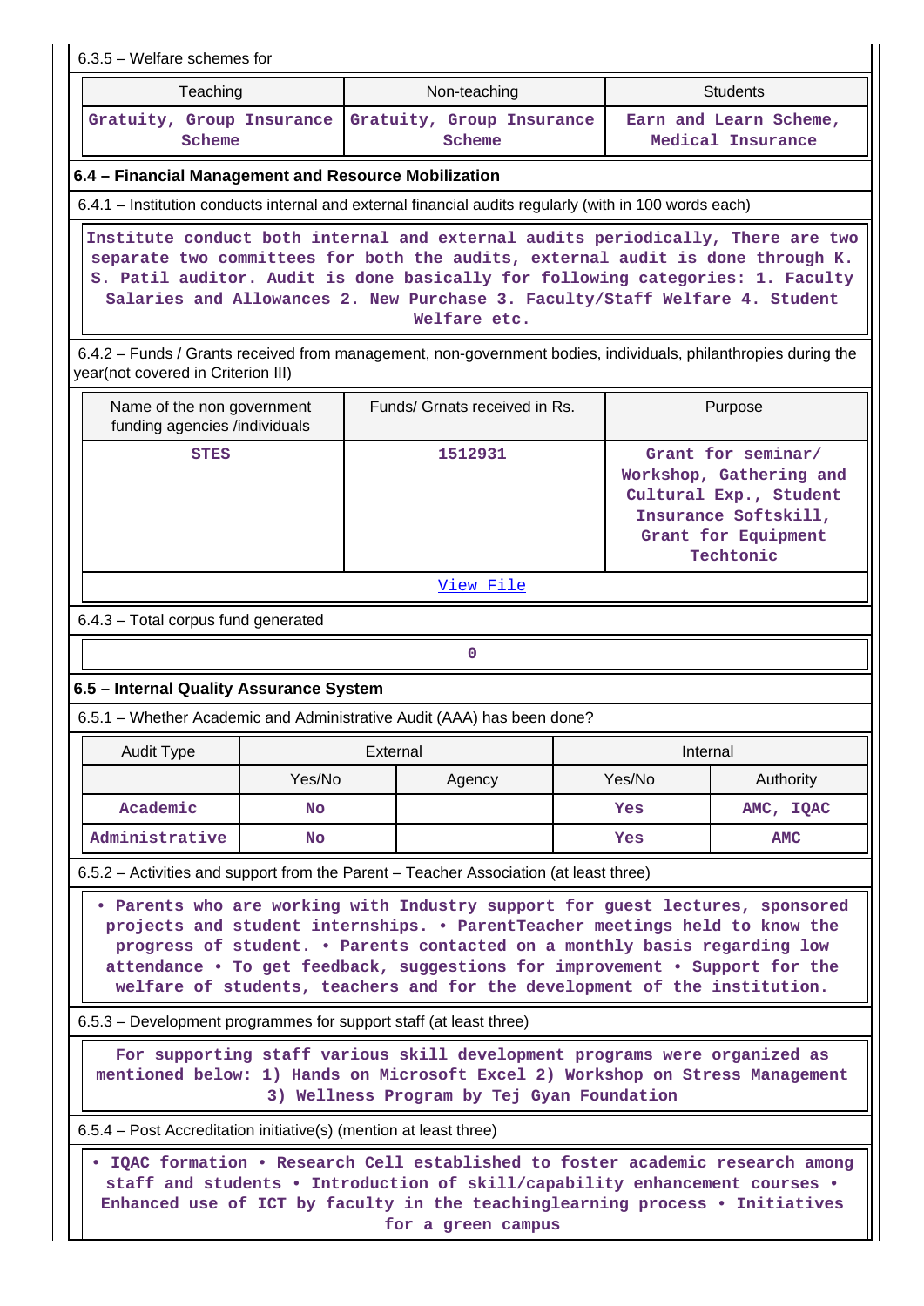6.3.5 – Welfare schemes for

| Teaching | Non-teaching | Students |
|---|---|---|
| Gratuity, Group Insurance Scheme | Gratuity, Group Insurance Scheme | Earn and Learn Scheme, Medical Insurance |

**6.4 – Financial Management and Resource Mobilization**

6.4.1 – Institution conducts internal and external financial audits regularly (with in 100 words each)

Institute conduct both internal and external audits periodically, There are two separate two committees for both the audits, external audit is done through K. S. Patil auditor. Audit is done basically for following categories: 1. Faculty Salaries and Allowances 2. New Purchase 3. Faculty/Staff Welfare 4. Student Welfare etc.

6.4.2 – Funds / Grants received from management, non-government bodies, individuals, philanthropies during the year(not covered in Criterion III)

| Name of the non government funding agencies /individuals | Funds/ Grnats received in Rs. | Purpose |
|---|---|---|
| STES | 1512931 | Grant for seminar/ Workshop, Gathering and Cultural Exp., Student Insurance Softskill, Grant for Equipment Techtonic |

View File

6.4.3 – Total corpus fund generated

0

**6.5 – Internal Quality Assurance System**

6.5.1 – Whether Academic and Administrative Audit (AAA) has been done?

| Audit Type | External | | Internal | |
|---|---|---|---|---|
| | Yes/No | Agency | Yes/No | Authority |
| Academic | No | | Yes | AMC, IQAC |
| Administrative | No | | Yes | AMC |

6.5.2 – Activities and support from the Parent – Teacher Association (at least three)

• Parents who are working with Industry support for guest lectures, sponsored projects and student internships. • ParentTeacher meetings held to know the progress of student. • Parents contacted on a monthly basis regarding low attendance • To get feedback, suggestions for improvement • Support for the welfare of students, teachers and for the development of the institution.

6.5.3 – Development programmes for support staff (at least three)

For supporting staff various skill development programs were organized as mentioned below: 1) Hands on Microsoft Excel 2) Workshop on Stress Management 3) Wellness Program by Tej Gyan Foundation

6.5.4 – Post Accreditation initiative(s) (mention at least three)

• IQAC formation • Research Cell established to foster academic research among staff and students • Introduction of skill/capability enhancement courses • Enhanced use of ICT by faculty in the teachinglearning process • Initiatives for a green campus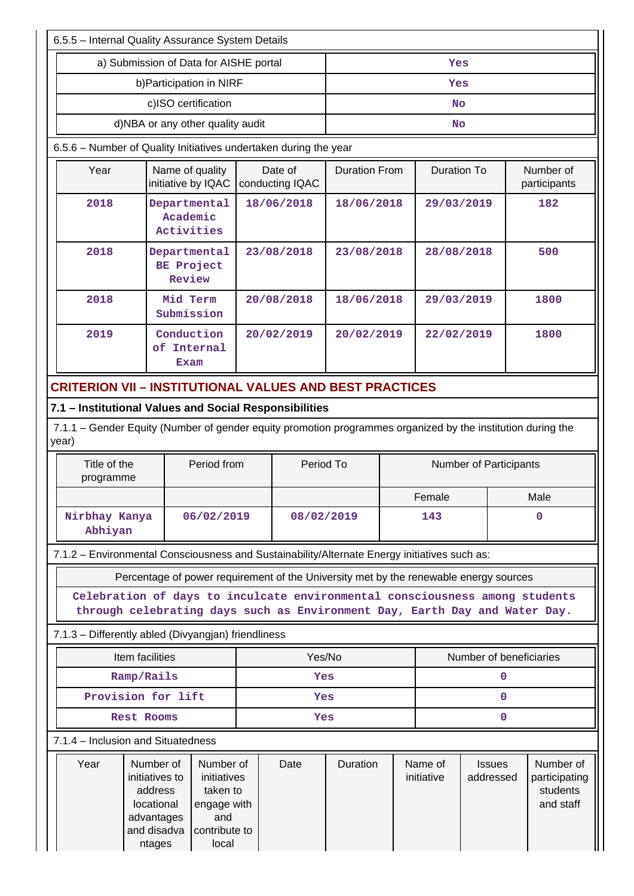6.5.5 – Internal Quality Assurance System Details

| a) Submission of Data for AISHE portal | Yes |
|---|---|
| b)Participation in NIRF | Yes |
| c)ISO certification | No |
| d)NBA or any other quality audit | No |

6.5.6 – Number of Quality Initiatives undertaken during the year

| Year | Name of quality initiative by IQAC | Date of conducting IQAC | Duration From | Duration To | Number of participants |
|---|---|---|---|---|---|
| 2018 | Departmental Academic Activities | 18/06/2018 | 18/06/2018 | 29/03/2019 | 182 |
| 2018 | Departmental BE Project Review | 23/08/2018 | 23/08/2018 | 28/08/2018 | 500 |
| 2018 | Mid Term Submission | 20/08/2018 | 18/06/2018 | 29/03/2019 | 1800 |
| 2019 | Conduction of Internal Exam | 20/02/2019 | 20/02/2019 | 22/02/2019 | 1800 |

## CRITERION VII – INSTITUTIONAL VALUES AND BEST PRACTICES

### 7.1 – Institutional Values and Social Responsibilities

7.1.1 – Gender Equity (Number of gender equity promotion programmes organized by the institution during the year)

| Title of the programme | Period from | Period To | Number of Participants | |
|---|---|---|---|---|
| | | | Female | Male |
| Nirbhay Kanya Abhiyan | 06/02/2019 | 08/02/2019 | 143 | 0 |

7.1.2 – Environmental Consciousness and Sustainability/Alternate Energy initiatives such as:

| Percentage of power requirement of the University met by the renewable energy sources |
|---|
| Celebration of days to inculcate environmental consciousness among students through celebrating days such as Environment Day, Earth Day and Water Day. |

7.1.3 – Differently abled (Divyangjan) friendliness

| Item facilities | Yes/No | Number of beneficiaries |
|---|---|---|
| Ramp/Rails | Yes | 0 |
| Provision for lift | Yes | 0 |
| Rest Rooms | Yes | 0 |

7.1.4 – Inclusion and Situatedness

| Year | Number of initiatives to address locational advantages and disadvantages | Number of initiatives taken to engage with and contribute to local | Date | Duration | Name of initiative | Issues addressed | Number of participating students and staff |
|---|---|---|---|---|---|---|---|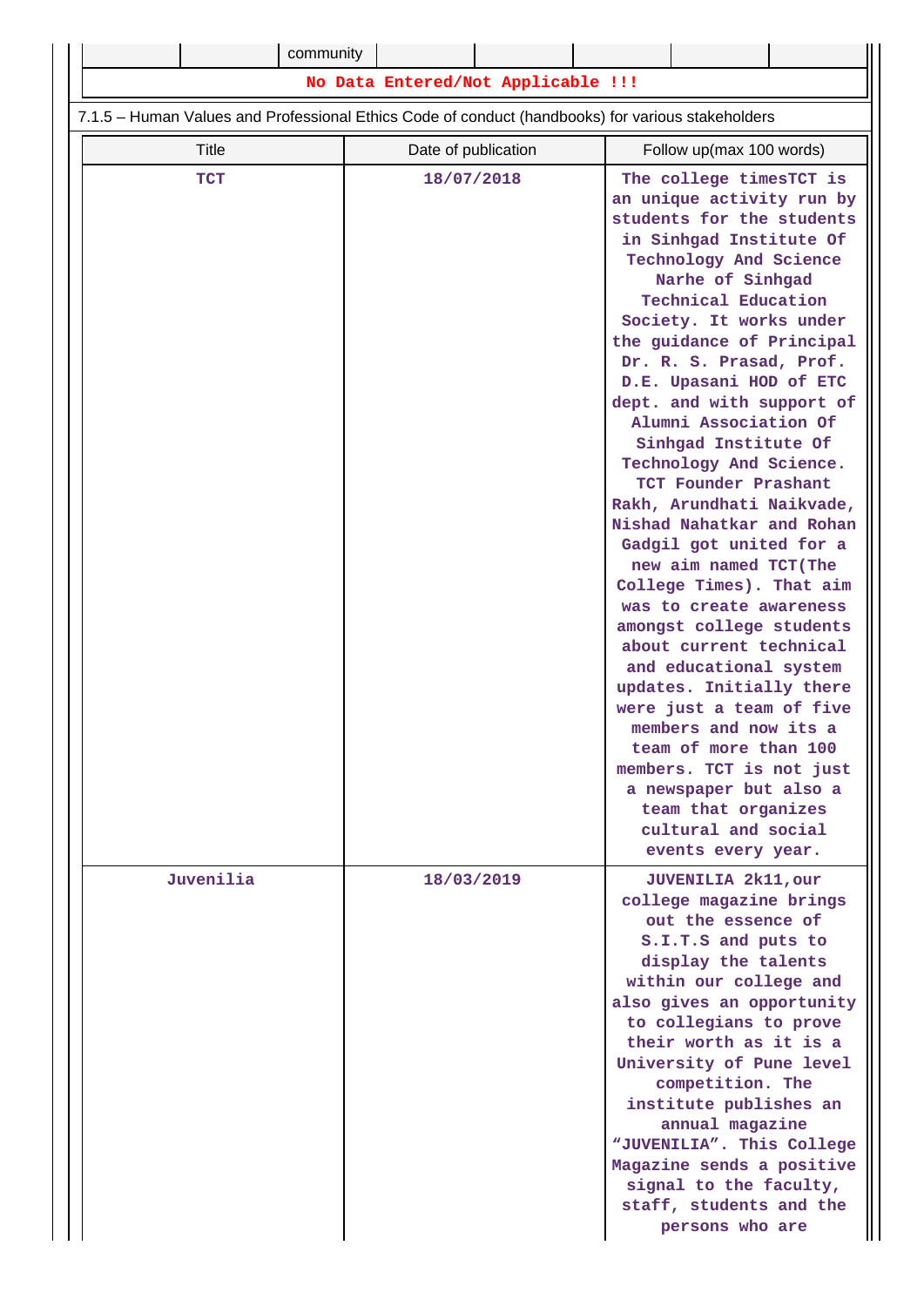| | | community | | | | | |
|---|---|---|---|---|---|---|---|

**No Data Entered/Not Applicable !!!**

7.1.5 – Human Values and Professional Ethics Code of conduct (handbooks) for various stakeholders

| Title | Date of publication | Follow up(max 100 words) |
|---|---|---|
| TCT | 18/07/2018 | The college timesTCT is an unique activity run by students for the students in Sinhgad Institute Of Technology And Science Narhe of Sinhgad Technical Education Society. It works under the guidance of Principal Dr. R. S. Prasad, Prof. D.E. Upasani HOD of ETC dept. and with support of Alumni Association Of Sinhgad Institute Of Technology And Science. TCT Founder Prashant Rakh, Arundhati Naikvade, Nishad Nahatkar and Rohan Gadgil got united for a new aim named TCT(The College Times). That aim was to create awareness amongst college students about current technical and educational system updates. Initially there were just a team of five members and now its a team of more than 100 members. TCT is not just a newspaper but also a team that organizes cultural and social events every year. |
| Juvenilia | 18/03/2019 | JUVENILIA 2k11,our college magazine brings out the essence of S.I.T.S and puts to display the talents within our college and also gives an opportunity to collegians to prove their worth as it is a University of Pune level competition. The institute publishes an annual magazine “JUVENILIA”. This College Magazine sends a positive signal to the faculty, staff, students and the persons who are |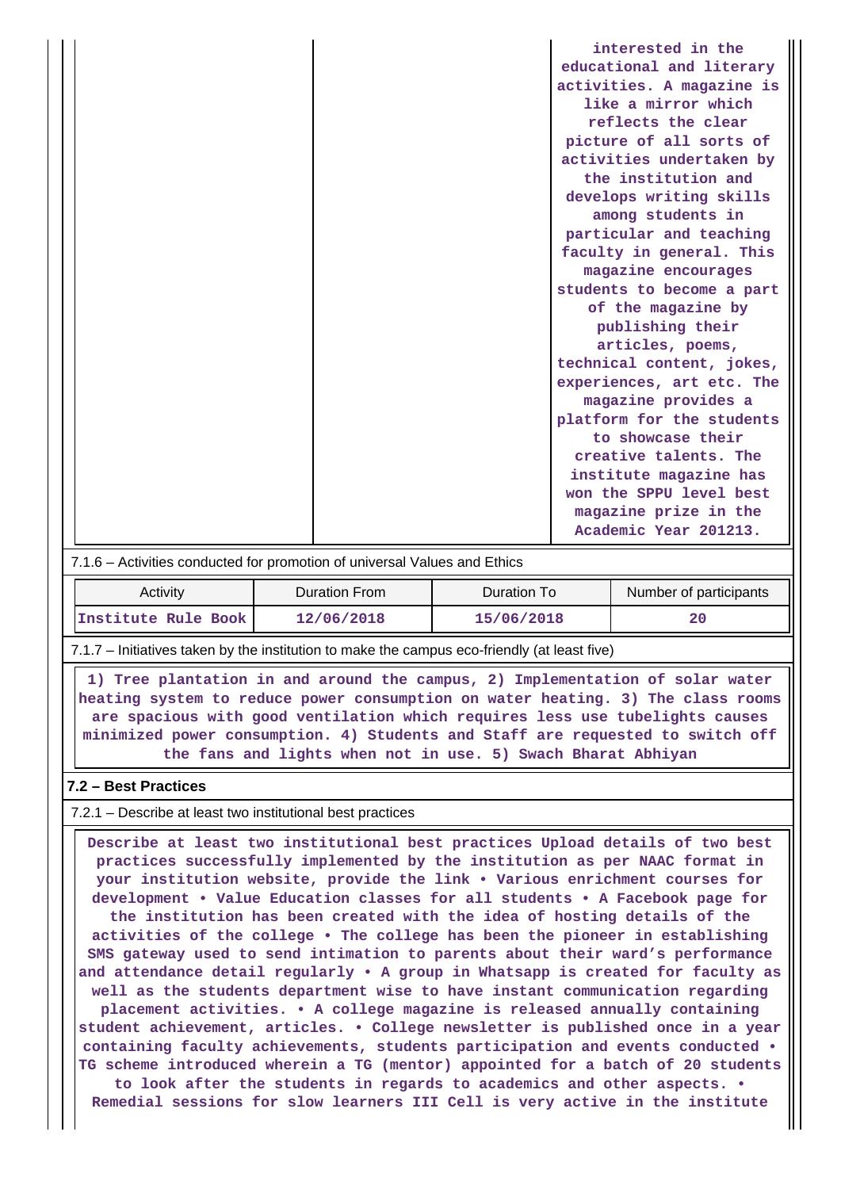| | | interested in the educational and literary activities. A magazine is like a mirror which reflects the clear picture of all sorts of activities undertaken by the institution and develops writing skills among students in particular and teaching faculty in general. This magazine encourages students to become a part of the magazine by publishing their articles, poems, technical content, jokes, experiences, art etc. The magazine provides a platform for the students to showcase their creative talents. The institute magazine has won the SPPU level best magazine prize in the Academic Year 201213. |
|---|---|---|

7.1.6 – Activities conducted for promotion of universal Values and Ethics

| Activity | Duration From | Duration To | Number of participants |
|---|---|---|---|
| Institute Rule Book | 12/06/2018 | 15/06/2018 | 20 |

7.1.7 – Initiatives taken by the institution to make the campus eco-friendly (at least five)

1) Tree plantation in and around the campus, 2) Implementation of solar water heating system to reduce power consumption on water heating. 3) The class rooms are spacious with good ventilation which requires less use tubelights causes minimized power consumption. 4) Students and Staff are requested to switch off the fans and lights when not in use. 5) Swach Bharat Abhiyan

**7.2 – Best Practices**

7.2.1 – Describe at least two institutional best practices

Describe at least two institutional best practices Upload details of two best practices successfully implemented by the institution as per NAAC format in your institution website, provide the link • Various enrichment courses for development • Value Education classes for all students • A Facebook page for the institution has been created with the idea of hosting details of the activities of the college • The college has been the pioneer in establishing SMS gateway used to send intimation to parents about their ward's performance and attendance detail regularly • A group in Whatsapp is created for faculty as well as the students department wise to have instant communication regarding placement activities. • A college magazine is released annually containing student achievement, articles. • College newsletter is published once in a year containing faculty achievements, students participation and events conducted • TG scheme introduced wherein a TG (mentor) appointed for a batch of 20 students to look after the students in regards to academics and other aspects. • Remedial sessions for slow learners III Cell is very active in the institute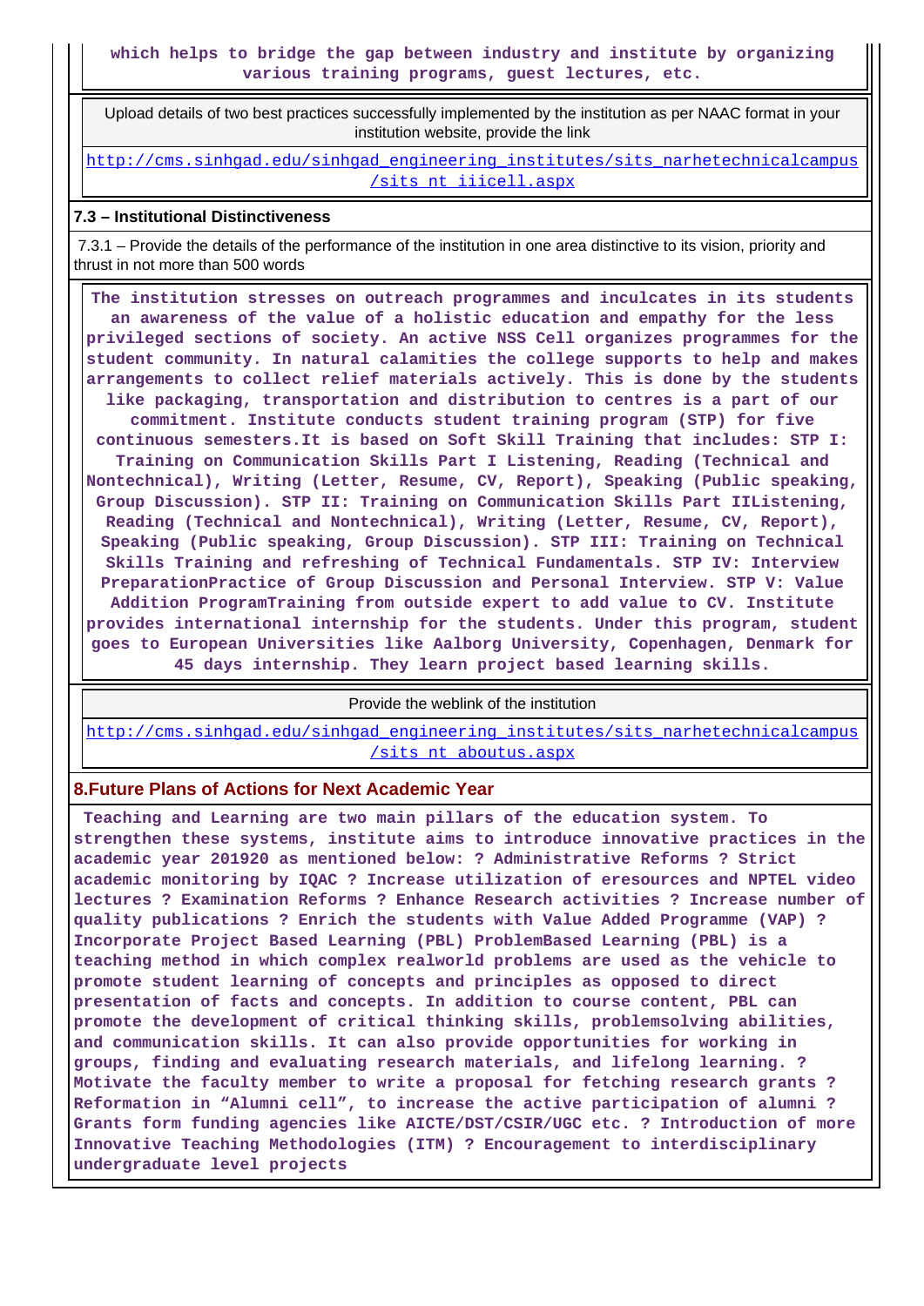which helps to bridge the gap between industry and institute by organizing various training programs, guest lectures, etc.

| Upload details of two best practices successfully implemented by the institution as per NAAC format in your institution website, provide the link |
|---|
| http://cms.sinhgad.edu/sinhgad_engineering_institutes/sits_narhetechnicalcampus/sits_nt_iiicell.aspx |

### 7.3 – Institutional Distinctiveness

7.3.1 – Provide the details of the performance of the institution in one area distinctive to its vision, priority and thrust in not more than 500 words

The institution stresses on outreach programmes and inculcates in its students an awareness of the value of a holistic education and empathy for the less privileged sections of society. An active NSS Cell organizes programmes for the student community. In natural calamities the college supports to help and makes arrangements to collect relief materials actively. This is done by the students like packaging, transportation and distribution to centres is a part of our commitment. Institute conducts student training program (STP) for five continuous semesters.It is based on Soft Skill Training that includes: STP I: Training on Communication Skills Part I Listening, Reading (Technical and Nontechnical), Writing (Letter, Resume, CV, Report), Speaking (Public speaking, Group Discussion). STP II: Training on Communication Skills Part IIListening, Reading (Technical and Nontechnical), Writing (Letter, Resume, CV, Report), Speaking (Public speaking, Group Discussion). STP III: Training on Technical Skills Training and refreshing of Technical Fundamentals. STP IV: Interview PreparationPractice of Group Discussion and Personal Interview. STP V: Value Addition ProgramTraining from outside expert to add value to CV. Institute provides international internship for the students. Under this program, student goes to European Universities like Aalborg University, Copenhagen, Denmark for 45 days internship. They learn project based learning skills.

| Provide the weblink of the institution |
|---|
| http://cms.sinhgad.edu/sinhgad_engineering_institutes/sits_narhetechnicalcampus/sits_nt_aboutus.aspx |

## 8.Future Plans of Actions for Next Academic Year

Teaching and Learning are two main pillars of the education system. To strengthen these systems, institute aims to introduce innovative practices in the academic year 201920 as mentioned below: ? Administrative Reforms ? Strict academic monitoring by IQAC ? Increase utilization of eresources and NPTEL video lectures ? Examination Reforms ? Enhance Research activities ? Increase number of quality publications ? Enrich the students with Value Added Programme (VAP) ? Incorporate Project Based Learning (PBL) ProblemBased Learning (PBL) is a teaching method in which complex realworld problems are used as the vehicle to promote student learning of concepts and principles as opposed to direct presentation of facts and concepts. In addition to course content, PBL can promote the development of critical thinking skills, problemsolving abilities, and communication skills. It can also provide opportunities for working in groups, finding and evaluating research materials, and lifelong learning. ? Motivate the faculty member to write a proposal for fetching research grants ? Reformation in "Alumni cell", to increase the active participation of alumni ? Grants form funding agencies like AICTE/DST/CSIR/UGC etc. ? Introduction of more Innovative Teaching Methodologies (ITM) ? Encouragement to interdisciplinary undergraduate level projects